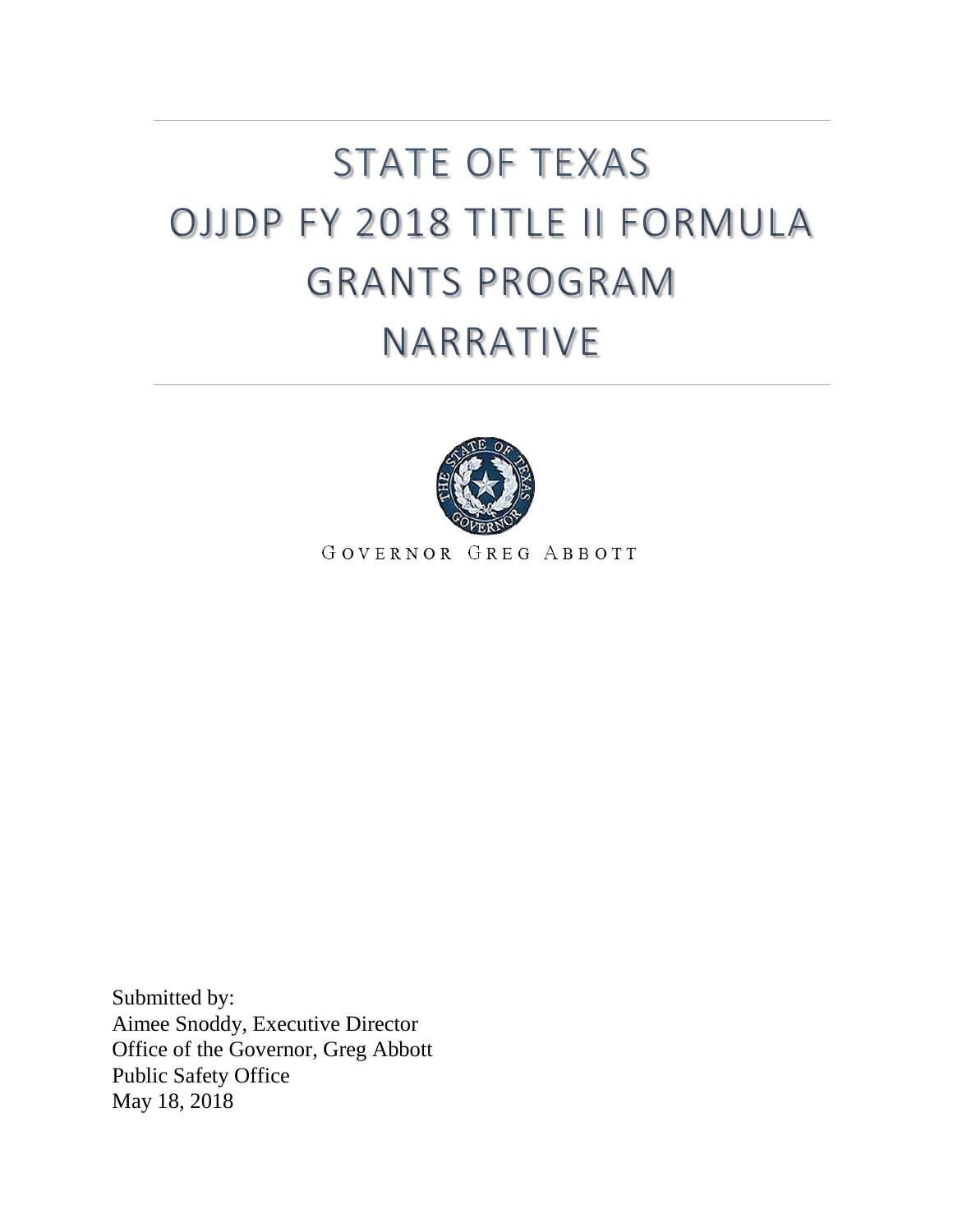# STATE OF TEXAS OJJDP FY 2018 TITLE II FORMULA GRANTS PROGRAM NARRATIVE

GOVERNOR GREG ABBOTT

Submitted by:
Aimee Snoddy, Executive Director
Office of the Governor, Greg Abbott
Public Safety Office
May 18, 2018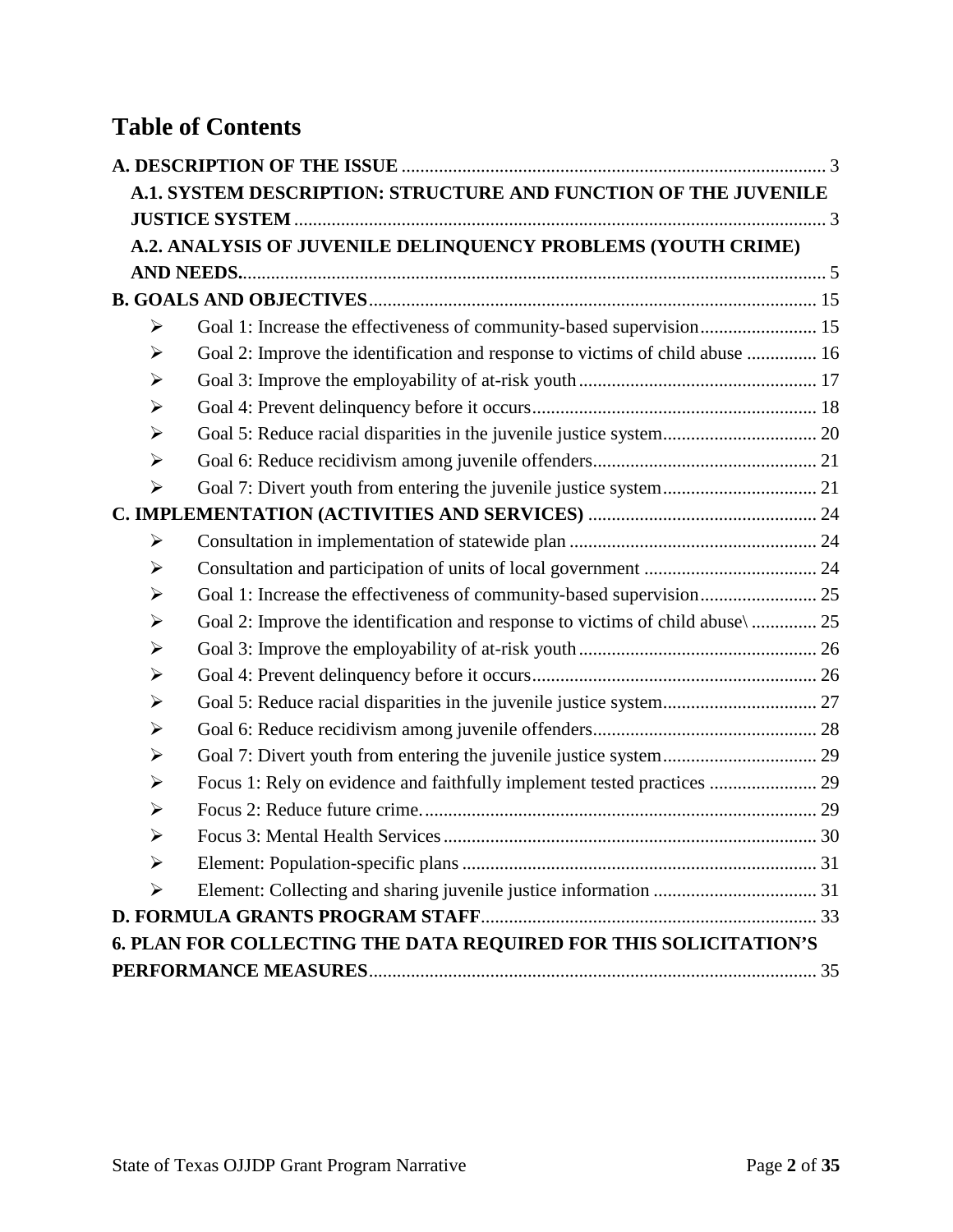# Table of Contents

**A. DESCRIPTION OF THE ISSUE** ... 3

- **A.1. SYSTEM DESCRIPTION: STRUCTURE AND FUNCTION OF THE JUVENILE JUSTICE SYSTEM** ... 3
- **A.2. ANALYSIS OF JUVENILE DELINQUENCY PROBLEMS (YOUTH CRIME) AND NEEDS.** ... 5

**B. GOALS AND OBJECTIVES** ... 15

- ➢ Goal 1: Increase the effectiveness of community-based supervision ... 15
- ➢ Goal 2: Improve the identification and response to victims of child abuse ... 16
- ➢ Goal 3: Improve the employability of at-risk youth ... 17
- ➢ Goal 4: Prevent delinquency before it occurs ... 18
- ➢ Goal 5: Reduce racial disparities in the juvenile justice system ... 20
- ➢ Goal 6: Reduce recidivism among juvenile offenders ... 21
- ➢ Goal 7: Divert youth from entering the juvenile justice system ... 21

**C. IMPLEMENTATION (ACTIVITIES AND SERVICES)** ... 24

- ➢ Consultation in implementation of statewide plan ... 24
- ➢ Consultation and participation of units of local government ... 24
- ➢ Goal 1: Increase the effectiveness of community-based supervision ... 25
- ➢ Goal 2: Improve the identification and response to victims of child abuse\ ... 25
- ➢ Goal 3: Improve the employability of at-risk youth ... 26
- ➢ Goal 4: Prevent delinquency before it occurs ... 26
- ➢ Goal 5: Reduce racial disparities in the juvenile justice system ... 27
- ➢ Goal 6: Reduce recidivism among juvenile offenders ... 28
- ➢ Goal 7: Divert youth from entering the juvenile justice system ... 29
- ➢ Focus 1: Rely on evidence and faithfully implement tested practices ... 29
- ➢ Focus 2: Reduce future crime. ... 29
- ➢ Focus 3: Mental Health Services ... 30
- ➢ Element: Population-specific plans ... 31
- ➢ Element: Collecting and sharing juvenile justice information ... 31

**D. FORMULA GRANTS PROGRAM STAFF** ... 33

**6. PLAN FOR COLLECTING THE DATA REQUIRED FOR THIS SOLICITATION'S PERFORMANCE MEASURES** ... 35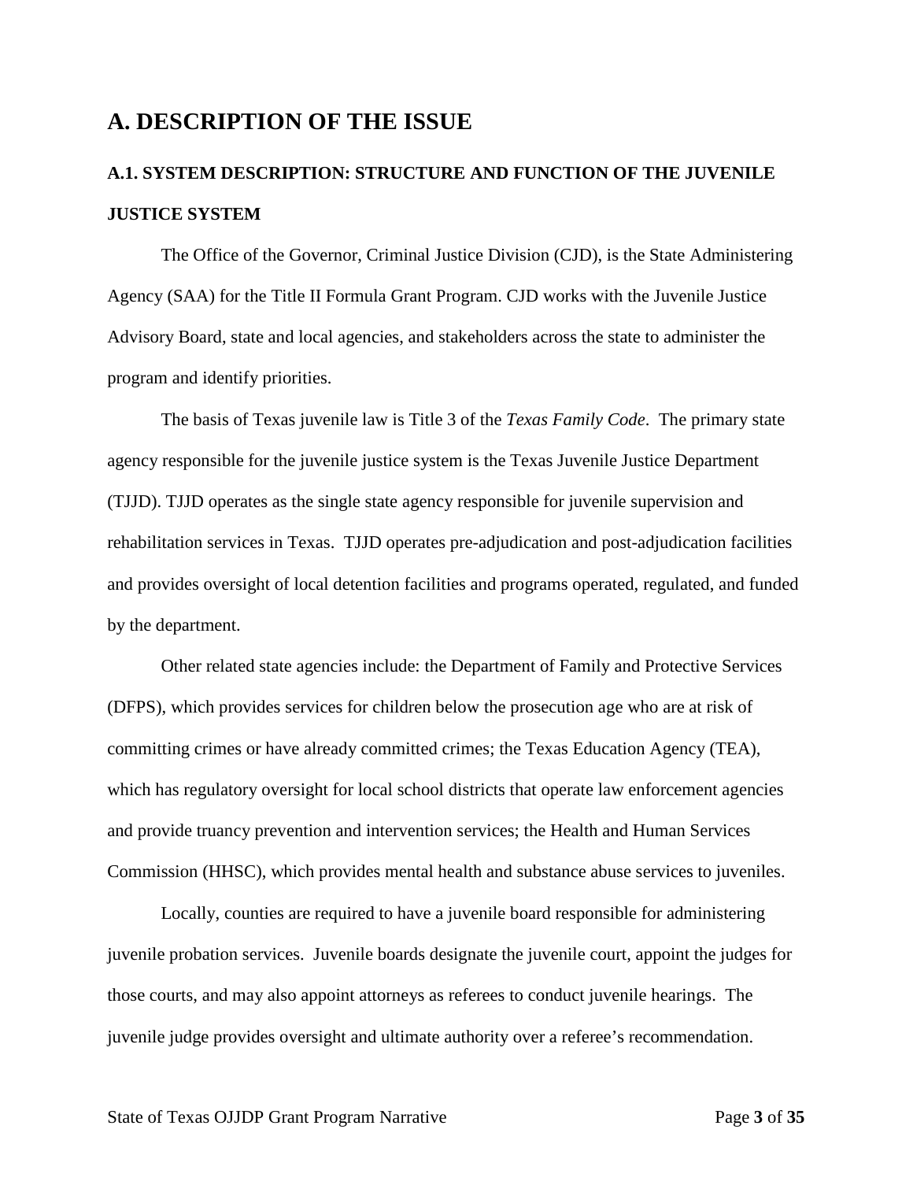# A. DESCRIPTION OF THE ISSUE

## A.1. SYSTEM DESCRIPTION: STRUCTURE AND FUNCTION OF THE JUVENILE JUSTICE SYSTEM

The Office of the Governor, Criminal Justice Division (CJD), is the State Administering Agency (SAA) for the Title II Formula Grant Program. CJD works with the Juvenile Justice Advisory Board, state and local agencies, and stakeholders across the state to administer the program and identify priorities.

The basis of Texas juvenile law is Title 3 of the *Texas Family Code*. The primary state agency responsible for the juvenile justice system is the Texas Juvenile Justice Department (TJJD). TJJD operates as the single state agency responsible for juvenile supervision and rehabilitation services in Texas. TJJD operates pre-adjudication and post-adjudication facilities and provides oversight of local detention facilities and programs operated, regulated, and funded by the department.

Other related state agencies include: the Department of Family and Protective Services (DFPS), which provides services for children below the prosecution age who are at risk of committing crimes or have already committed crimes; the Texas Education Agency (TEA), which has regulatory oversight for local school districts that operate law enforcement agencies and provide truancy prevention and intervention services; the Health and Human Services Commission (HHSC), which provides mental health and substance abuse services to juveniles.

Locally, counties are required to have a juvenile board responsible for administering juvenile probation services. Juvenile boards designate the juvenile court, appoint the judges for those courts, and may also appoint attorneys as referees to conduct juvenile hearings. The juvenile judge provides oversight and ultimate authority over a referee's recommendation.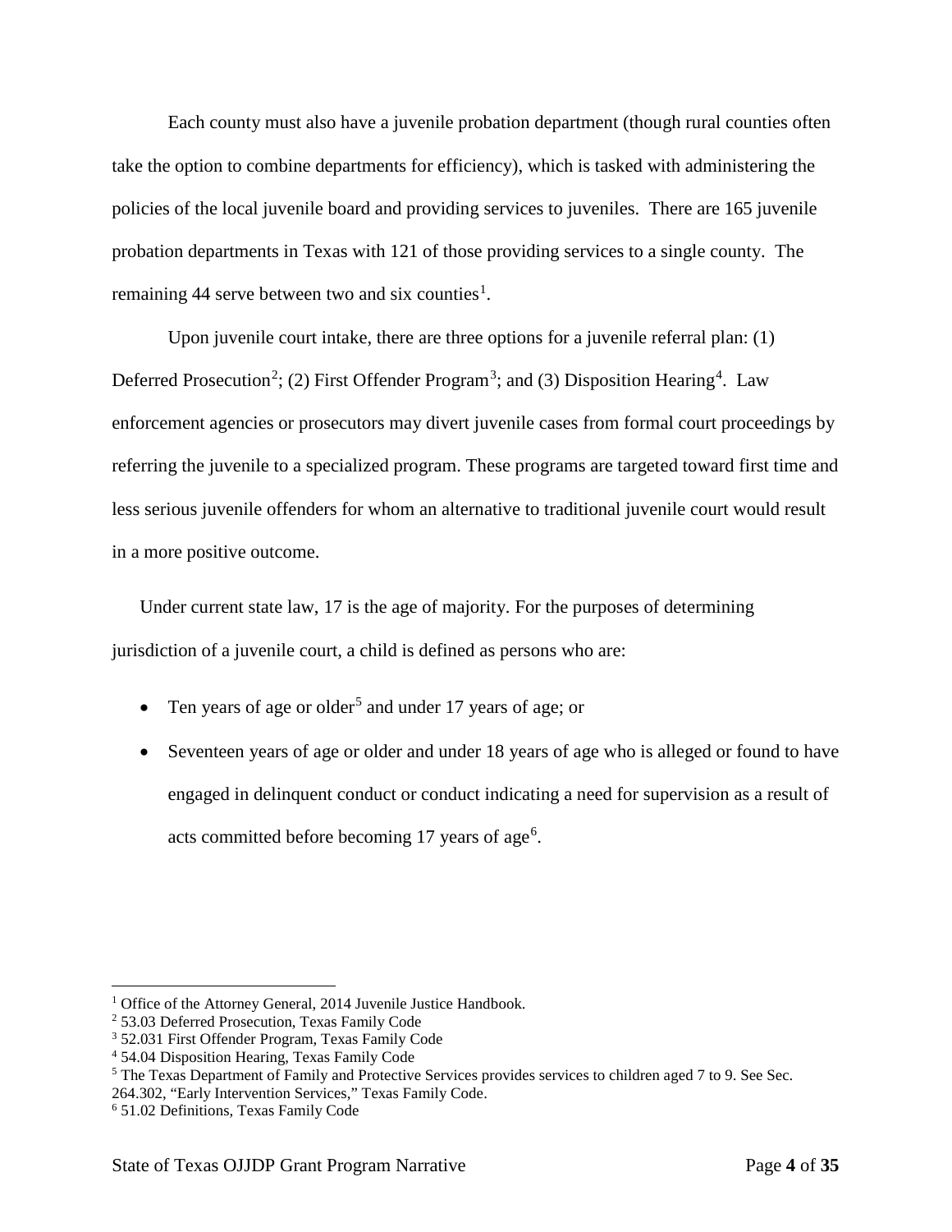Each county must also have a juvenile probation department (though rural counties often take the option to combine departments for efficiency), which is tasked with administering the policies of the local juvenile board and providing services to juveniles. There are 165 juvenile probation departments in Texas with 121 of those providing services to a single county. The remaining 44 serve between two and six counties[1].

Upon juvenile court intake, there are three options for a juvenile referral plan: (1) Deferred Prosecution[2]; (2) First Offender Program[3]; and (3) Disposition Hearing[4]. Law enforcement agencies or prosecutors may divert juvenile cases from formal court proceedings by referring the juvenile to a specialized program. These programs are targeted toward first time and less serious juvenile offenders for whom an alternative to traditional juvenile court would result in a more positive outcome.

Under current state law, 17 is the age of majority. For the purposes of determining jurisdiction of a juvenile court, a child is defined as persons who are:

- Ten years of age or older[5] and under 17 years of age; or
- Seventeen years of age or older and under 18 years of age who is alleged or found to have engaged in delinquent conduct or conduct indicating a need for supervision as a result of acts committed before becoming 17 years of age[6].

---

[1] Office of the Attorney General, 2014 Juvenile Justice Handbook.

[2] 53.03 Deferred Prosecution, Texas Family Code

[3] 52.031 First Offender Program, Texas Family Code

[4] 54.04 Disposition Hearing, Texas Family Code

[5] The Texas Department of Family and Protective Services provides services to children aged 7 to 9. See Sec. 264.302, "Early Intervention Services," Texas Family Code.

[6] 51.02 Definitions, Texas Family Code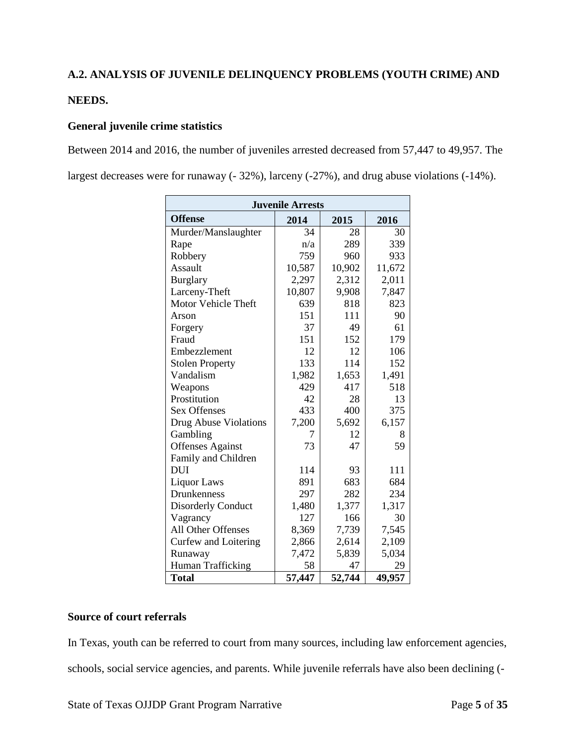### A.2. ANALYSIS OF JUVENILE DELINQUENCY PROBLEMS (YOUTH CRIME) AND NEEDS.

**General juvenile crime statistics**

Between 2014 and 2016, the number of juveniles arrested decreased from 57,447 to 49,957. The largest decreases were for runaway (- 32%), larceny (-27%), and drug abuse violations (-14%).

| Juvenile Arrests | | | |
|---|---|---|---|
| **Offense** | **2014** | **2015** | **2016** |
| Murder/Manslaughter | 34 | 28 | 30 |
| Rape | n/a | 289 | 339 |
| Robbery | 759 | 960 | 933 |
| Assault | 10,587 | 10,902 | 11,672 |
| Burglary | 2,297 | 2,312 | 2,011 |
| Larceny-Theft | 10,807 | 9,908 | 7,847 |
| Motor Vehicle Theft | 639 | 818 | 823 |
| Arson | 151 | 111 | 90 |
| Forgery | 37 | 49 | 61 |
| Fraud | 151 | 152 | 179 |
| Embezzlement | 12 | 12 | 106 |
| Stolen Property | 133 | 114 | 152 |
| Vandalism | 1,982 | 1,653 | 1,491 |
| Weapons | 429 | 417 | 518 |
| Prostitution | 42 | 28 | 13 |
| Sex Offenses | 433 | 400 | 375 |
| Drug Abuse Violations | 7,200 | 5,692 | 6,157 |
| Gambling | 7 | 12 | 8 |
| Offenses Against Family and Children | 73 | 47 | 59 |
| DUI | 114 | 93 | 111 |
| Liquor Laws | 891 | 683 | 684 |
| Drunkenness | 297 | 282 | 234 |
| Disorderly Conduct | 1,480 | 1,377 | 1,317 |
| Vagrancy | 127 | 166 | 30 |
| All Other Offenses | 8,369 | 7,739 | 7,545 |
| Curfew and Loitering | 2,866 | 2,614 | 2,109 |
| Runaway | 7,472 | 5,839 | 5,034 |
| Human Trafficking | 58 | 47 | 29 |
| **Total** | **57,447** | **52,744** | **49,957** |

**Source of court referrals**

In Texas, youth can be referred to court from many sources, including law enforcement agencies, schools, social service agencies, and parents. While juvenile referrals have also been declining (-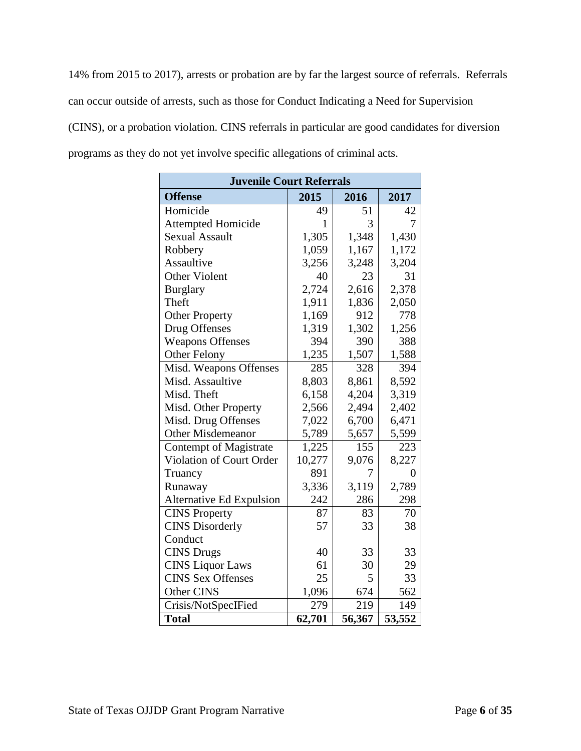14% from 2015 to 2017), arrests or probation are by far the largest source of referrals. Referrals can occur outside of arrests, such as those for Conduct Indicating a Need for Supervision (CINS), or a probation violation. CINS referrals in particular are good candidates for diversion programs as they do not yet involve specific allegations of criminal acts.

| Juvenile Court Referrals | | | |
|---|---|---|---|
| **Offense** | **2015** | **2016** | **2017** |
| Homicide | 49 | 51 | 42 |
| Attempted Homicide | 1 | 3 | 7 |
| Sexual Assault | 1,305 | 1,348 | 1,430 |
| Robbery | 1,059 | 1,167 | 1,172 |
| Assaultive | 3,256 | 3,248 | 3,204 |
| Other Violent | 40 | 23 | 31 |
| Burglary | 2,724 | 2,616 | 2,378 |
| Theft | 1,911 | 1,836 | 2,050 |
| Other Property | 1,169 | 912 | 778 |
| Drug Offenses | 1,319 | 1,302 | 1,256 |
| Weapons Offenses | 394 | 390 | 388 |
| Other Felony | 1,235 | 1,507 | 1,588 |
| Misd. Weapons Offenses | 285 | 328 | 394 |
| Misd. Assaultive | 8,803 | 8,861 | 8,592 |
| Misd. Theft | 6,158 | 4,204 | 3,319 |
| Misd. Other Property | 2,566 | 2,494 | 2,402 |
| Misd. Drug Offenses | 7,022 | 6,700 | 6,471 |
| Other Misdemeanor | 5,789 | 5,657 | 5,599 |
| Contempt of Magistrate | 1,225 | 155 | 223 |
| Violation of Court Order | 10,277 | 9,076 | 8,227 |
| Truancy | 891 | 7 | 0 |
| Runaway | 3,336 | 3,119 | 2,789 |
| Alternative Ed Expulsion | 242 | 286 | 298 |
| CINS Property | 87 | 83 | 70 |
| CINS Disorderly Conduct | 57 | 33 | 38 |
| CINS Drugs | 40 | 33 | 33 |
| CINS Liquor Laws | 61 | 30 | 29 |
| CINS Sex Offenses | 25 | 5 | 33 |
| Other CINS | 1,096 | 674 | 562 |
| Crisis/NotSpecIFied | 279 | 219 | 149 |
| **Total** | **62,701** | **56,367** | **53,552** |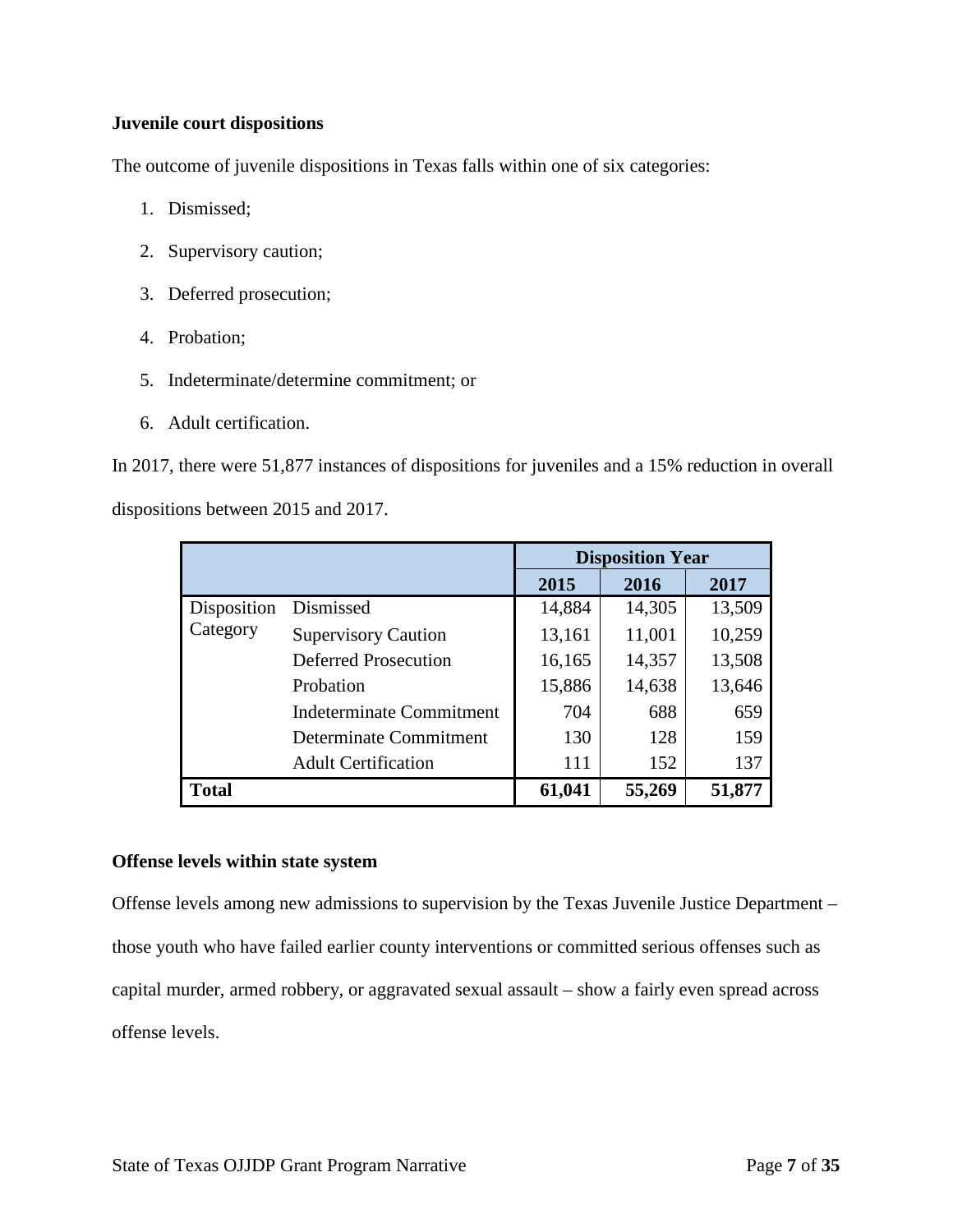**Juvenile court dispositions**

The outcome of juvenile dispositions in Texas falls within one of six categories:

1. Dismissed;
2. Supervisory caution;
3. Deferred prosecution;
4. Probation;
5. Indeterminate/determine commitment; or
6. Adult certification.

In 2017, there were 51,877 instances of dispositions for juveniles and a 15% reduction in overall dispositions between 2015 and 2017.

| | | Disposition Year | | |
|---|---|---|---|---|
| | | **2015** | **2016** | **2017** |
| Disposition Category | Dismissed | 14,884 | 14,305 | 13,509 |
| | Supervisory Caution | 13,161 | 11,001 | 10,259 |
| | Deferred Prosecution | 16,165 | 14,357 | 13,508 |
| | Probation | 15,886 | 14,638 | 13,646 |
| | Indeterminate Commitment | 704 | 688 | 659 |
| | Determinate Commitment | 130 | 128 | 159 |
| | Adult Certification | 111 | 152 | 137 |
| **Total** | | **61,041** | **55,269** | **51,877** |

**Offense levels within state system**

Offense levels among new admissions to supervision by the Texas Juvenile Justice Department – those youth who have failed earlier county interventions or committed serious offenses such as capital murder, armed robbery, or aggravated sexual assault – show a fairly even spread across offense levels.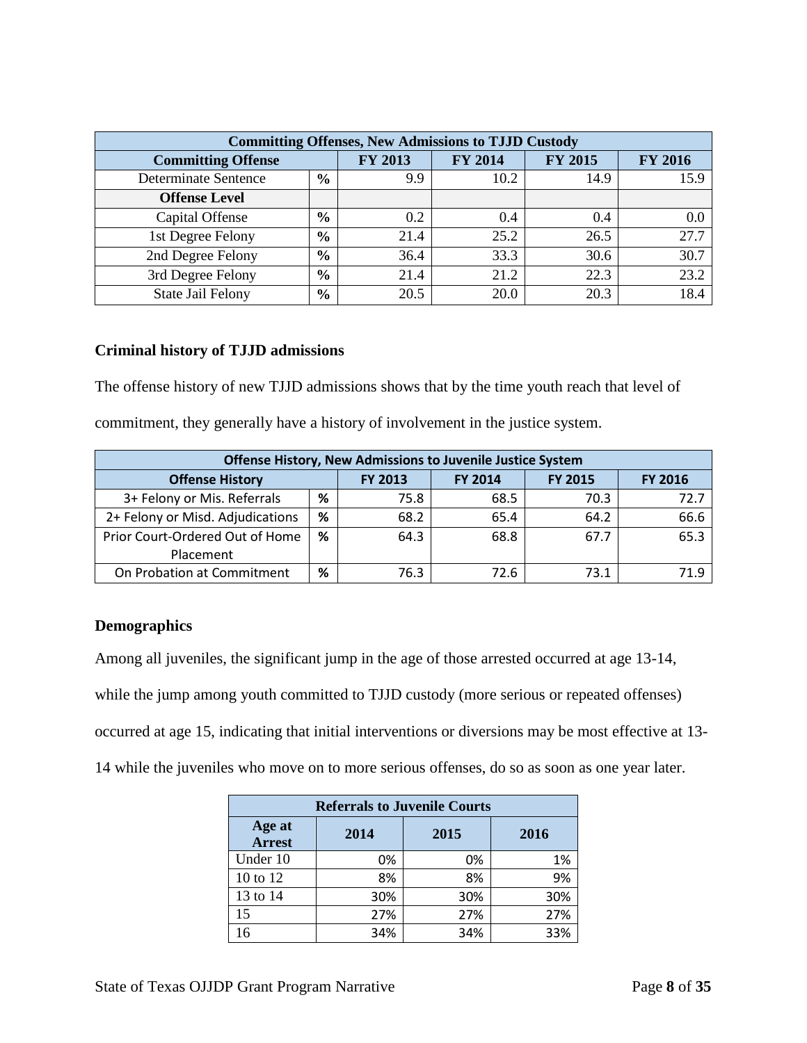| Committing Offenses, New Admissions to TJJD Custody | | | | | |
|---|---|---|---|---|---|
| **Committing Offense** | | **FY 2013** | **FY 2014** | **FY 2015** | **FY 2016** |
| Determinate Sentence | % | 9.9 | 10.2 | 14.9 | 15.9 |
| **Offense Level** | | | | | |
| Capital Offense | % | 0.2 | 0.4 | 0.4 | 0.0 |
| 1st Degree Felony | % | 21.4 | 25.2 | 26.5 | 27.7 |
| 2nd Degree Felony | % | 36.4 | 33.3 | 30.6 | 30.7 |
| 3rd Degree Felony | % | 21.4 | 21.2 | 22.3 | 23.2 |
| State Jail Felony | % | 20.5 | 20.0 | 20.3 | 18.4 |

### Criminal history of TJJD admissions

The offense history of new TJJD admissions shows that by the time youth reach that level of commitment, they generally have a history of involvement in the justice system.

| Offense History, New Admissions to Juvenile Justice System | | | | | |
|---|---|---|---|---|---|
| **Offense History** | | **FY 2013** | **FY 2014** | **FY 2015** | **FY 2016** |
| 3+ Felony or Mis. Referrals | % | 75.8 | 68.5 | 70.3 | 72.7 |
| 2+ Felony or Misd. Adjudications | % | 68.2 | 65.4 | 64.2 | 66.6 |
| Prior Court-Ordered Out of Home Placement | % | 64.3 | 68.8 | 67.7 | 65.3 |
| On Probation at Commitment | % | 76.3 | 72.6 | 73.1 | 71.9 |

### Demographics

Among all juveniles, the significant jump in the age of those arrested occurred at age 13-14, while the jump among youth committed to TJJD custody (more serious or repeated offenses) occurred at age 15, indicating that initial interventions or diversions may be most effective at 13-14 while the juveniles who move on to more serious offenses, do so as soon as one year later.

| Referrals to Juvenile Courts | | | |
|---|---|---|---|
| **Age at Arrest** | **2014** | **2015** | **2016** |
| Under 10 | 0% | 0% | 1% |
| 10 to 12 | 8% | 8% | 9% |
| 13 to 14 | 30% | 30% | 30% |
| 15 | 27% | 27% | 27% |
| 16 | 34% | 34% | 33% |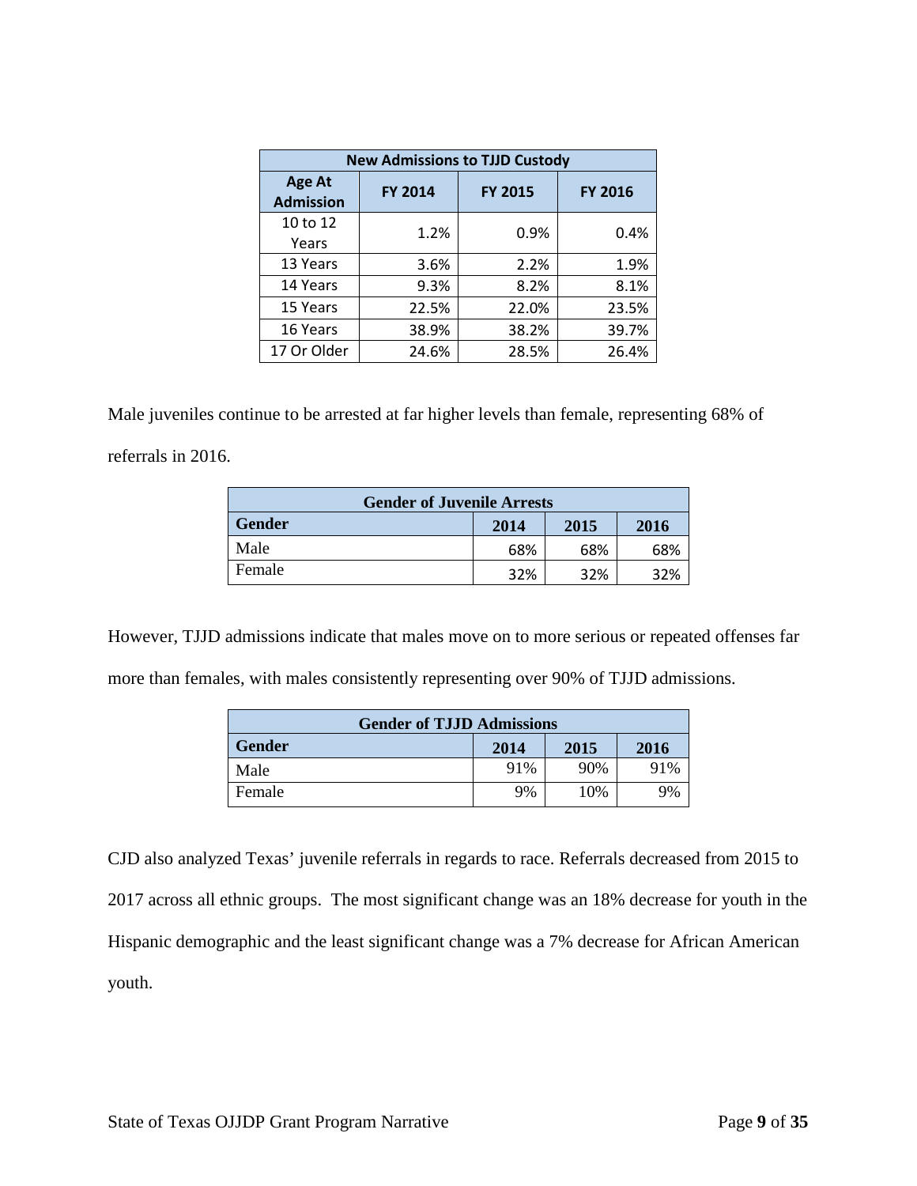| New Admissions to TJJD Custody | | | |
|---|---|---|---|
| Age At Admission | FY 2014 | FY 2015 | FY 2016 |
| 10 to 12 Years | 1.2% | 0.9% | 0.4% |
| 13 Years | 3.6% | 2.2% | 1.9% |
| 14 Years | 9.3% | 8.2% | 8.1% |
| 15 Years | 22.5% | 22.0% | 23.5% |
| 16 Years | 38.9% | 38.2% | 39.7% |
| 17 Or Older | 24.6% | 28.5% | 26.4% |

Male juveniles continue to be arrested at far higher levels than female, representing 68% of referrals in 2016.

| Gender of Juvenile Arrests | | | |
|---|---|---|---|
| Gender | 2014 | 2015 | 2016 |
| Male | 68% | 68% | 68% |
| Female | 32% | 32% | 32% |

However, TJJD admissions indicate that males move on to more serious or repeated offenses far more than females, with males consistently representing over 90% of TJJD admissions.

| Gender of TJJD Admissions | | | |
|---|---|---|---|
| Gender | 2014 | 2015 | 2016 |
| Male | 91% | 90% | 91% |
| Female | 9% | 10% | 9% |

CJD also analyzed Texas' juvenile referrals in regards to race. Referrals decreased from 2015 to 2017 across all ethnic groups. The most significant change was an 18% decrease for youth in the Hispanic demographic and the least significant change was a 7% decrease for African American youth.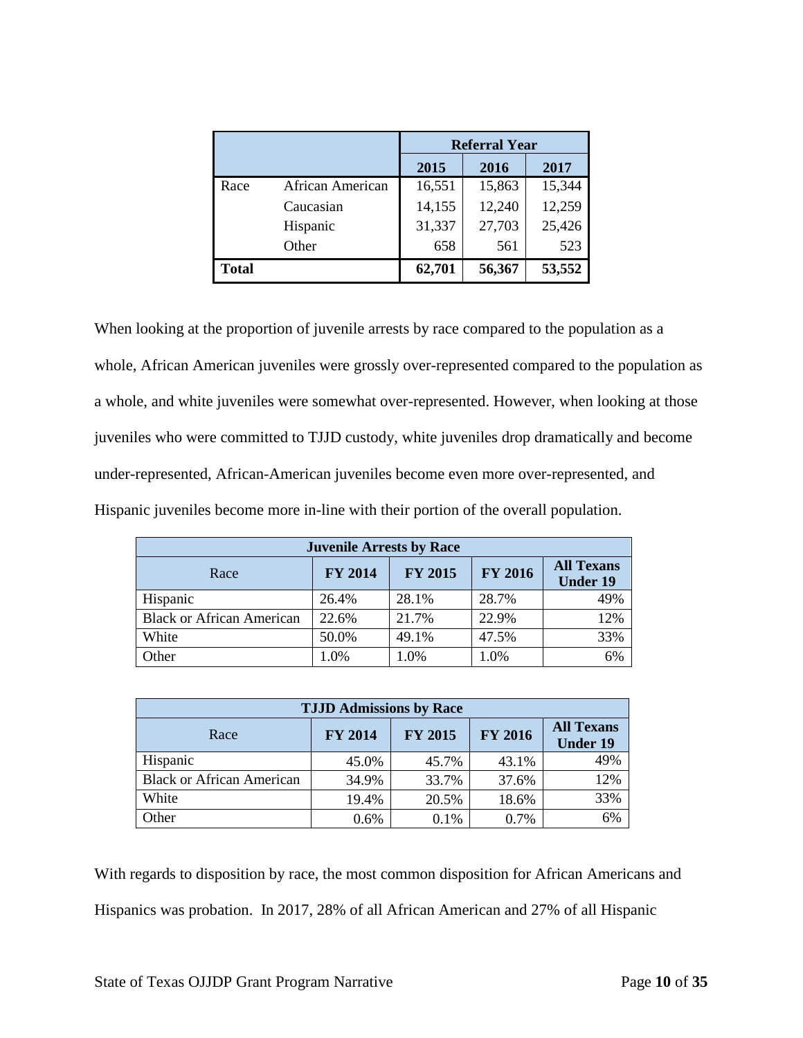| | | Referral Year | | |
|---|---|---|---|---|
| | | 2015 | 2016 | 2017 |
| Race | African American | 16,551 | 15,863 | 15,344 |
| | Caucasian | 14,155 | 12,240 | 12,259 |
| | Hispanic | 31,337 | 27,703 | 25,426 |
| | Other | 658 | 561 | 523 |
| **Total** | | **62,701** | **56,367** | **53,552** |

When looking at the proportion of juvenile arrests by race compared to the population as a whole, African American juveniles were grossly over-represented compared to the population as a whole, and white juveniles were somewhat over-represented. However, when looking at those juveniles who were committed to TJJD custody, white juveniles drop dramatically and become under-represented, African-American juveniles become even more over-represented, and Hispanic juveniles become more in-line with their portion of the overall population.

| **Juvenile Arrests by Race** | | | | |
|---|---|---|---|---|
| Race | **FY 2014** | **FY 2015** | **FY 2016** | **All Texans Under 19** |
| Hispanic | 26.4% | 28.1% | 28.7% | 49% |
| Black or African American | 22.6% | 21.7% | 22.9% | 12% |
| White | 50.0% | 49.1% | 47.5% | 33% |
| Other | 1.0% | 1.0% | 1.0% | 6% |

| **TJJD Admissions by Race** | | | | |
|---|---|---|---|---|
| Race | **FY 2014** | **FY 2015** | **FY 2016** | **All Texans Under 19** |
| Hispanic | 45.0% | 45.7% | 43.1% | 49% |
| Black or African American | 34.9% | 33.7% | 37.6% | 12% |
| White | 19.4% | 20.5% | 18.6% | 33% |
| Other | 0.6% | 0.1% | 0.7% | 6% |

With regards to disposition by race, the most common disposition for African Americans and Hispanics was probation. In 2017, 28% of all African American and 27% of all Hispanic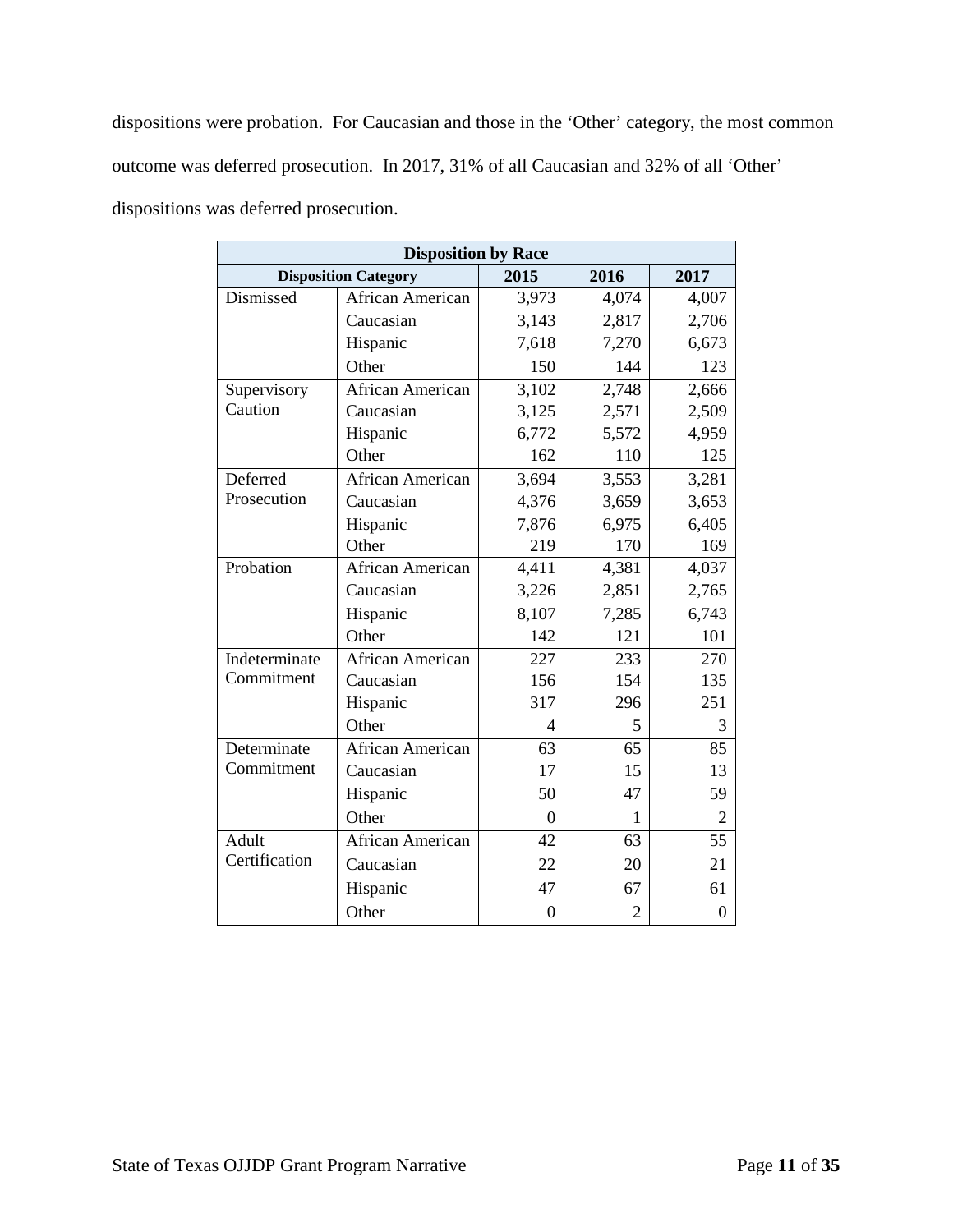dispositions were probation. For Caucasian and those in the 'Other' category, the most common outcome was deferred prosecution. In 2017, 31% of all Caucasian and 32% of all 'Other' dispositions was deferred prosecution.

| Disposition by Race | | | | |
|---|---|---|---|---|
| Disposition Category | | 2015 | 2016 | 2017 |
| Dismissed | African American | 3,973 | 4,074 | 4,007 |
| | Caucasian | 3,143 | 2,817 | 2,706 |
| | Hispanic | 7,618 | 7,270 | 6,673 |
| | Other | 150 | 144 | 123 |
| Supervisory Caution | African American | 3,102 | 2,748 | 2,666 |
| | Caucasian | 3,125 | 2,571 | 2,509 |
| | Hispanic | 6,772 | 5,572 | 4,959 |
| | Other | 162 | 110 | 125 |
| Deferred Prosecution | African American | 3,694 | 3,553 | 3,281 |
| | Caucasian | 4,376 | 3,659 | 3,653 |
| | Hispanic | 7,876 | 6,975 | 6,405 |
| | Other | 219 | 170 | 169 |
| Probation | African American | 4,411 | 4,381 | 4,037 |
| | Caucasian | 3,226 | 2,851 | 2,765 |
| | Hispanic | 8,107 | 7,285 | 6,743 |
| | Other | 142 | 121 | 101 |
| Indeterminate Commitment | African American | 227 | 233 | 270 |
| | Caucasian | 156 | 154 | 135 |
| | Hispanic | 317 | 296 | 251 |
| | Other | 4 | 5 | 3 |
| Determinate Commitment | African American | 63 | 65 | 85 |
| | Caucasian | 17 | 15 | 13 |
| | Hispanic | 50 | 47 | 59 |
| | Other | 0 | 1 | 2 |
| Adult Certification | African American | 42 | 63 | 55 |
| | Caucasian | 22 | 20 | 21 |
| | Hispanic | 47 | 67 | 61 |
| | Other | 0 | 2 | 0 |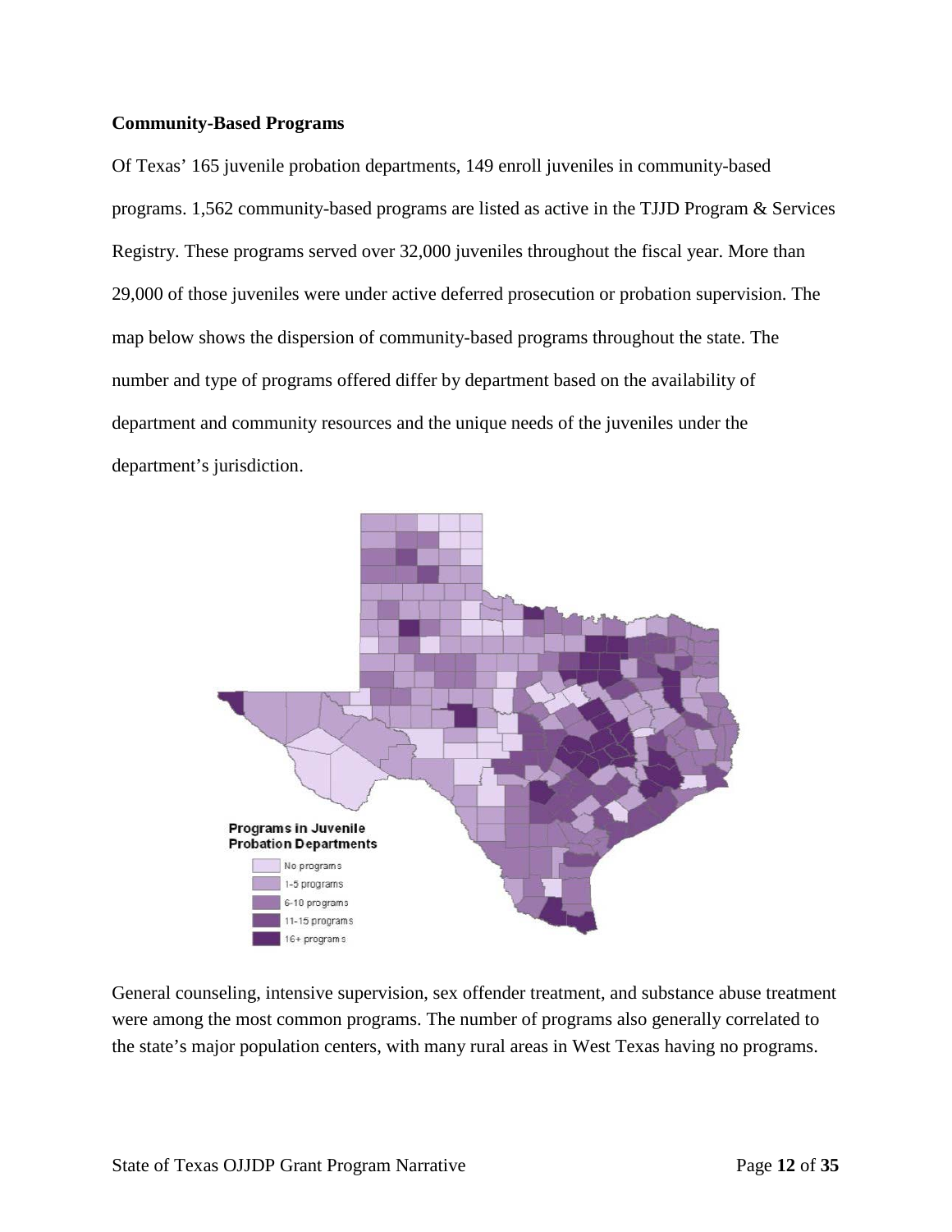**Community-Based Programs**

Of Texas' 165 juvenile probation departments, 149 enroll juveniles in community-based programs. 1,562 community-based programs are listed as active in the TJJD Program & Services Registry. These programs served over 32,000 juveniles throughout the fiscal year. More than 29,000 of those juveniles were under active deferred prosecution or probation supervision. The map below shows the dispersion of community-based programs throughout the state. The number and type of programs offered differ by department based on the availability of department and community resources and the unique needs of the juveniles under the department's jurisdiction.

General counseling, intensive supervision, sex offender treatment, and substance abuse treatment were among the most common programs. The number of programs also generally correlated to the state's major population centers, with many rural areas in West Texas having no programs.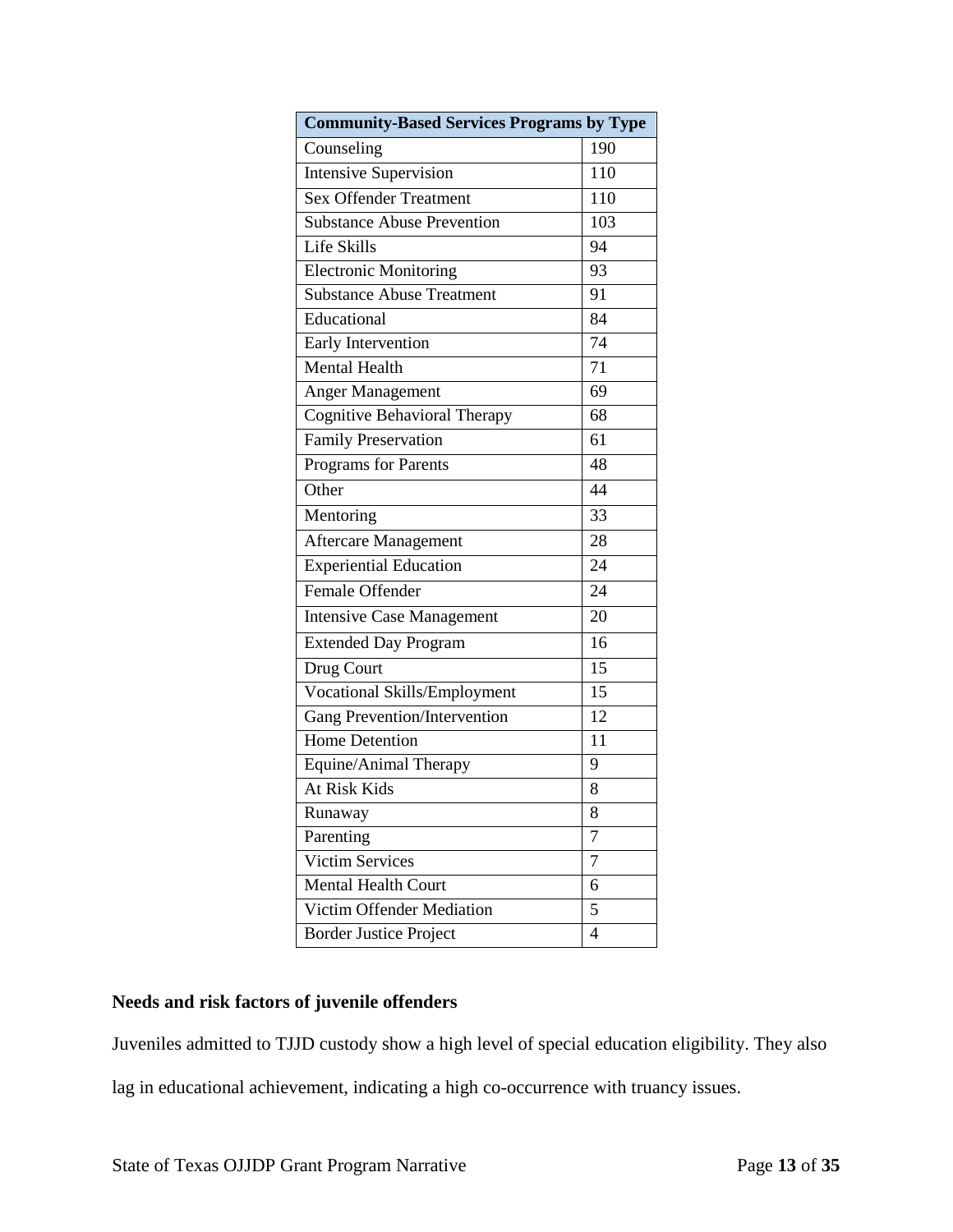| Community-Based Services Programs by Type | |
|---|---|
| Counseling | 190 |
| Intensive Supervision | 110 |
| Sex Offender Treatment | 110 |
| Substance Abuse Prevention | 103 |
| Life Skills | 94 |
| Electronic Monitoring | 93 |
| Substance Abuse Treatment | 91 |
| Educational | 84 |
| Early Intervention | 74 |
| Mental Health | 71 |
| Anger Management | 69 |
| Cognitive Behavioral Therapy | 68 |
| Family Preservation | 61 |
| Programs for Parents | 48 |
| Other | 44 |
| Mentoring | 33 |
| Aftercare Management | 28 |
| Experiential Education | 24 |
| Female Offender | 24 |
| Intensive Case Management | 20 |
| Extended Day Program | 16 |
| Drug Court | 15 |
| Vocational Skills/Employment | 15 |
| Gang Prevention/Intervention | 12 |
| Home Detention | 11 |
| Equine/Animal Therapy | 9 |
| At Risk Kids | 8 |
| Runaway | 8 |
| Parenting | 7 |
| Victim Services | 7 |
| Mental Health Court | 6 |
| Victim Offender Mediation | 5 |
| Border Justice Project | 4 |

**Needs and risk factors of juvenile offenders**

Juveniles admitted to TJJD custody show a high level of special education eligibility. They also lag in educational achievement, indicating a high co-occurrence with truancy issues.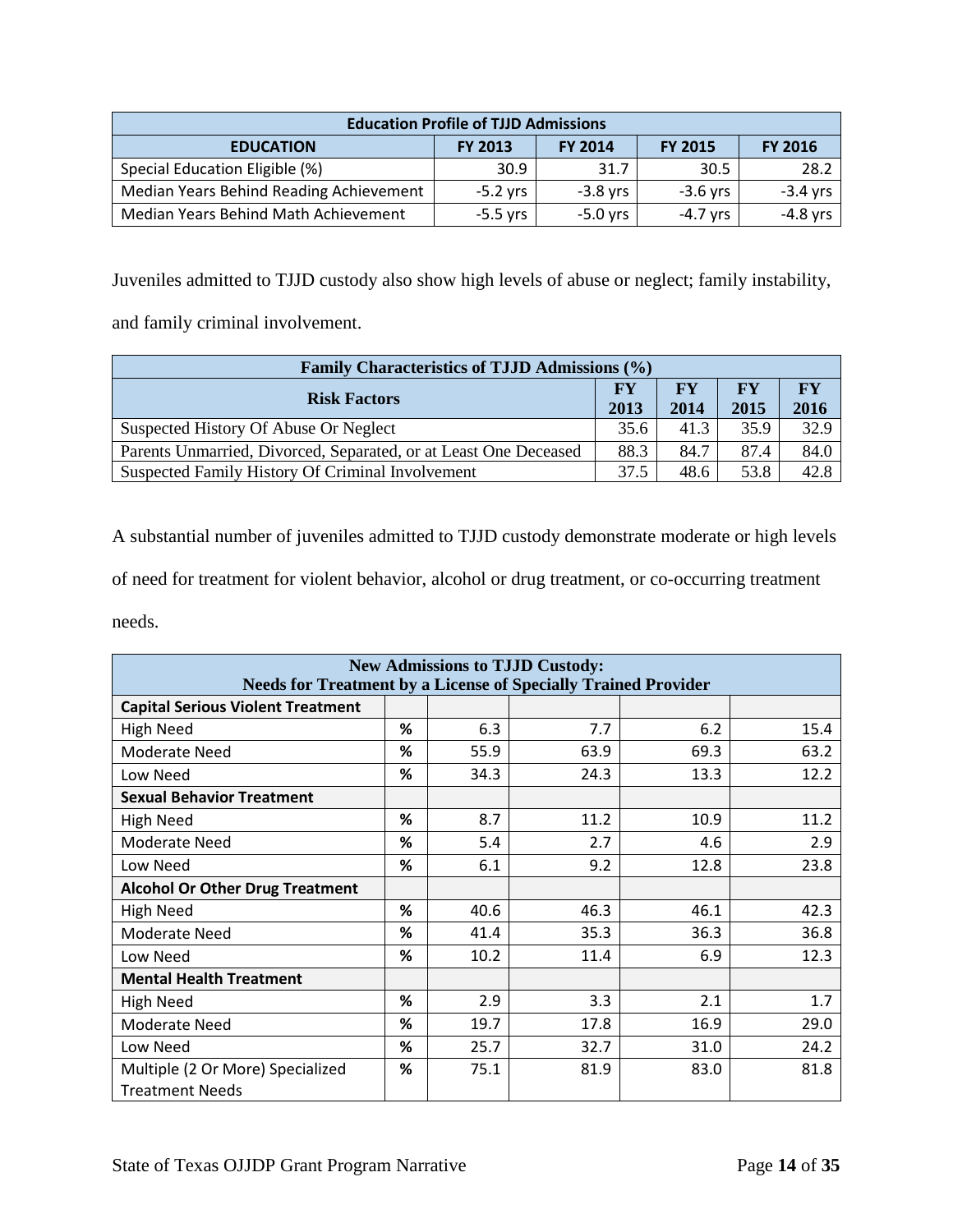| Education Profile of TJJD Admissions | | | | |
|---|---|---|---|---|
| **EDUCATION** | **FY 2013** | **FY 2014** | **FY 2015** | **FY 2016** |
| Special Education Eligible (%) | 30.9 | 31.7 | 30.5 | 28.2 |
| Median Years Behind Reading Achievement | -5.2 yrs | -3.8 yrs | -3.6 yrs | -3.4 yrs |
| Median Years Behind Math Achievement | -5.5 yrs | -5.0 yrs | -4.7 yrs | -4.8 yrs |

Juveniles admitted to TJJD custody also show high levels of abuse or neglect; family instability, and family criminal involvement.

| Family Characteristics of TJJD Admissions (%) | | | | |
|---|---|---|---|---|
| **Risk Factors** | **FY 2013** | **FY 2014** | **FY 2015** | **FY 2016** |
| Suspected History Of Abuse Or Neglect | 35.6 | 41.3 | 35.9 | 32.9 |
| Parents Unmarried, Divorced, Separated, or at Least One Deceased | 88.3 | 84.7 | 87.4 | 84.0 |
| Suspected Family History Of Criminal Involvement | 37.5 | 48.6 | 53.8 | 42.8 |

A substantial number of juveniles admitted to TJJD custody demonstrate moderate or high levels of need for treatment for violent behavior, alcohol or drug treatment, or co-occurring treatment needs.

| New Admissions to TJJD Custody: Needs for Treatment by a License of Specially Trained Provider | | | | | |
|---|---|---|---|---|---|
| **Capital Serious Violent Treatment** | | | | | |
| High Need | % | 6.3 | 7.7 | 6.2 | 15.4 |
| Moderate Need | % | 55.9 | 63.9 | 69.3 | 63.2 |
| Low Need | % | 34.3 | 24.3 | 13.3 | 12.2 |
| **Sexual Behavior Treatment** | | | | | |
| High Need | % | 8.7 | 11.2 | 10.9 | 11.2 |
| Moderate Need | % | 5.4 | 2.7 | 4.6 | 2.9 |
| Low Need | % | 6.1 | 9.2 | 12.8 | 23.8 |
| **Alcohol Or Other Drug Treatment** | | | | | |
| High Need | % | 40.6 | 46.3 | 46.1 | 42.3 |
| Moderate Need | % | 41.4 | 35.3 | 36.3 | 36.8 |
| Low Need | % | 10.2 | 11.4 | 6.9 | 12.3 |
| **Mental Health Treatment** | | | | | |
| High Need | % | 2.9 | 3.3 | 2.1 | 1.7 |
| Moderate Need | % | 19.7 | 17.8 | 16.9 | 29.0 |
| Low Need | % | 25.7 | 32.7 | 31.0 | 24.2 |
| Multiple (2 Or More) Specialized Treatment Needs | % | 75.1 | 81.9 | 83.0 | 81.8 |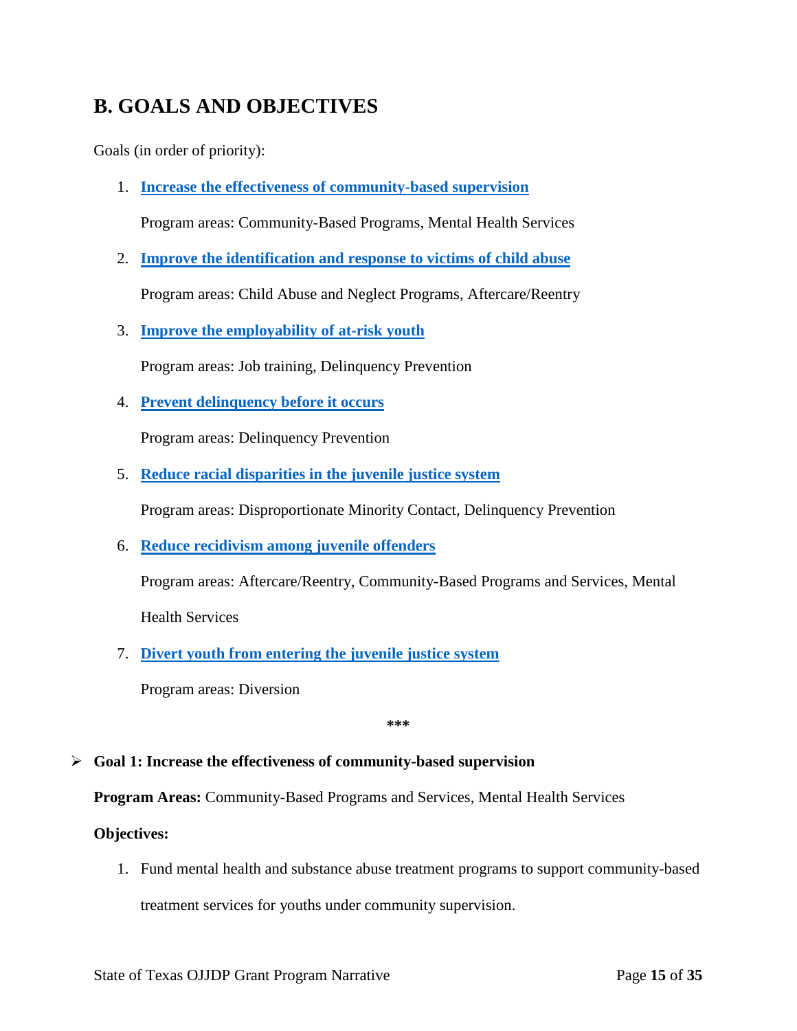## B. GOALS AND OBJECTIVES

Goals (in order of priority):

1. **Increase the effectiveness of community-based supervision**

   Program areas: Community-Based Programs, Mental Health Services

2. **Improve the identification and response to victims of child abuse**

   Program areas: Child Abuse and Neglect Programs, Aftercare/Reentry

3. **Improve the employability of at-risk youth**

   Program areas: Job training, Delinquency Prevention

4. **Prevent delinquency before it occurs**

   Program areas: Delinquency Prevention

5. **Reduce racial disparities in the juvenile justice system**

   Program areas: Disproportionate Minority Contact, Delinquency Prevention

6. **Reduce recidivism among juvenile offenders**

   Program areas: Aftercare/Reentry, Community-Based Programs and Services, Mental Health Services

7. **Divert youth from entering the juvenile justice system**

   Program areas: Diversion

***

- **Goal 1: Increase the effectiveness of community-based supervision**

**Program Areas:** Community-Based Programs and Services, Mental Health Services

**Objectives:**

1. Fund mental health and substance abuse treatment programs to support community-based treatment services for youths under community supervision.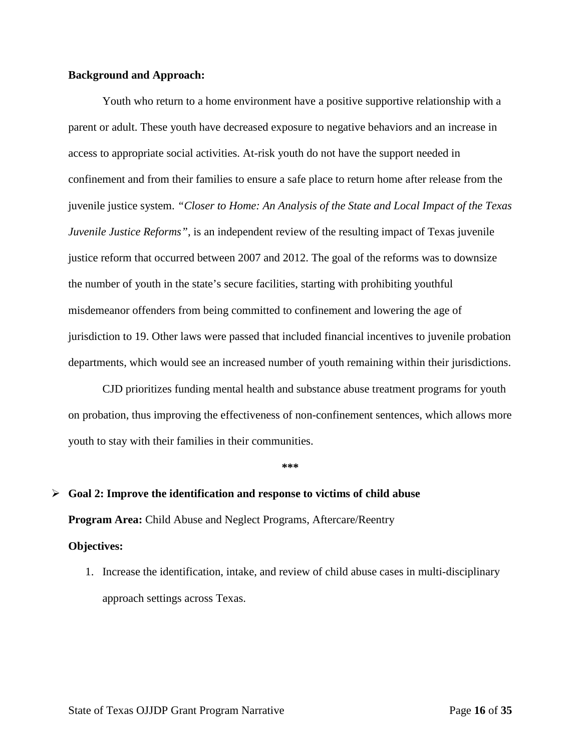**Background and Approach:**

Youth who return to a home environment have a positive supportive relationship with a parent or adult. These youth have decreased exposure to negative behaviors and an increase in access to appropriate social activities. At-risk youth do not have the support needed in confinement and from their families to ensure a safe place to return home after release from the juvenile justice system. *"Closer to Home: An Analysis of the State and Local Impact of the Texas Juvenile Justice Reforms"*, is an independent review of the resulting impact of Texas juvenile justice reform that occurred between 2007 and 2012. The goal of the reforms was to downsize the number of youth in the state's secure facilities, starting with prohibiting youthful misdemeanor offenders from being committed to confinement and lowering the age of jurisdiction to 19. Other laws were passed that included financial incentives to juvenile probation departments, which would see an increased number of youth remaining within their jurisdictions.

CJD prioritizes funding mental health and substance abuse treatment programs for youth on probation, thus improving the effectiveness of non-confinement sentences, which allows more youth to stay with their families in their communities.

***

- **Goal 2: Improve the identification and response to victims of child abuse**

  **Program Area:** Child Abuse and Neglect Programs, Aftercare/Reentry

  **Objectives:**

  1. Increase the identification, intake, and review of child abuse cases in multi-disciplinary approach settings across Texas.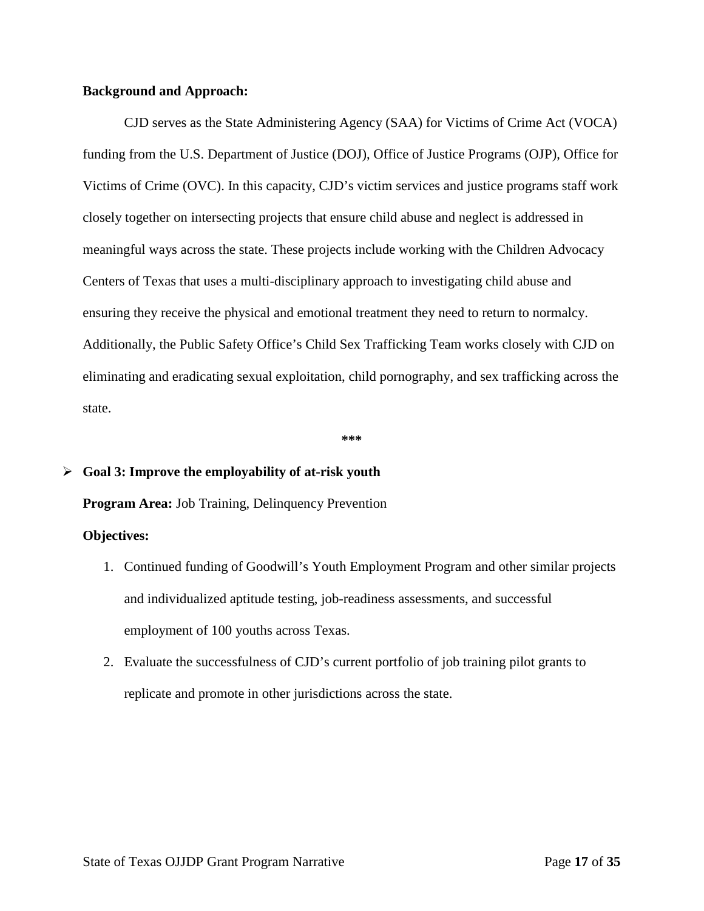**Background and Approach:**

CJD serves as the State Administering Agency (SAA) for Victims of Crime Act (VOCA) funding from the U.S. Department of Justice (DOJ), Office of Justice Programs (OJP), Office for Victims of Crime (OVC). In this capacity, CJD's victim services and justice programs staff work closely together on intersecting projects that ensure child abuse and neglect is addressed in meaningful ways across the state. These projects include working with the Children Advocacy Centers of Texas that uses a multi-disciplinary approach to investigating child abuse and ensuring they receive the physical and emotional treatment they need to return to normalcy. Additionally, the Public Safety Office's Child Sex Trafficking Team works closely with CJD on eliminating and eradicating sexual exploitation, child pornography, and sex trafficking across the state.

***

- **Goal 3: Improve the employability of at-risk youth**

  **Program Area:** Job Training, Delinquency Prevention

  **Objectives:**

  1. Continued funding of Goodwill's Youth Employment Program and other similar projects and individualized aptitude testing, job-readiness assessments, and successful employment of 100 youths across Texas.
  2. Evaluate the successfulness of CJD's current portfolio of job training pilot grants to replicate and promote in other jurisdictions across the state.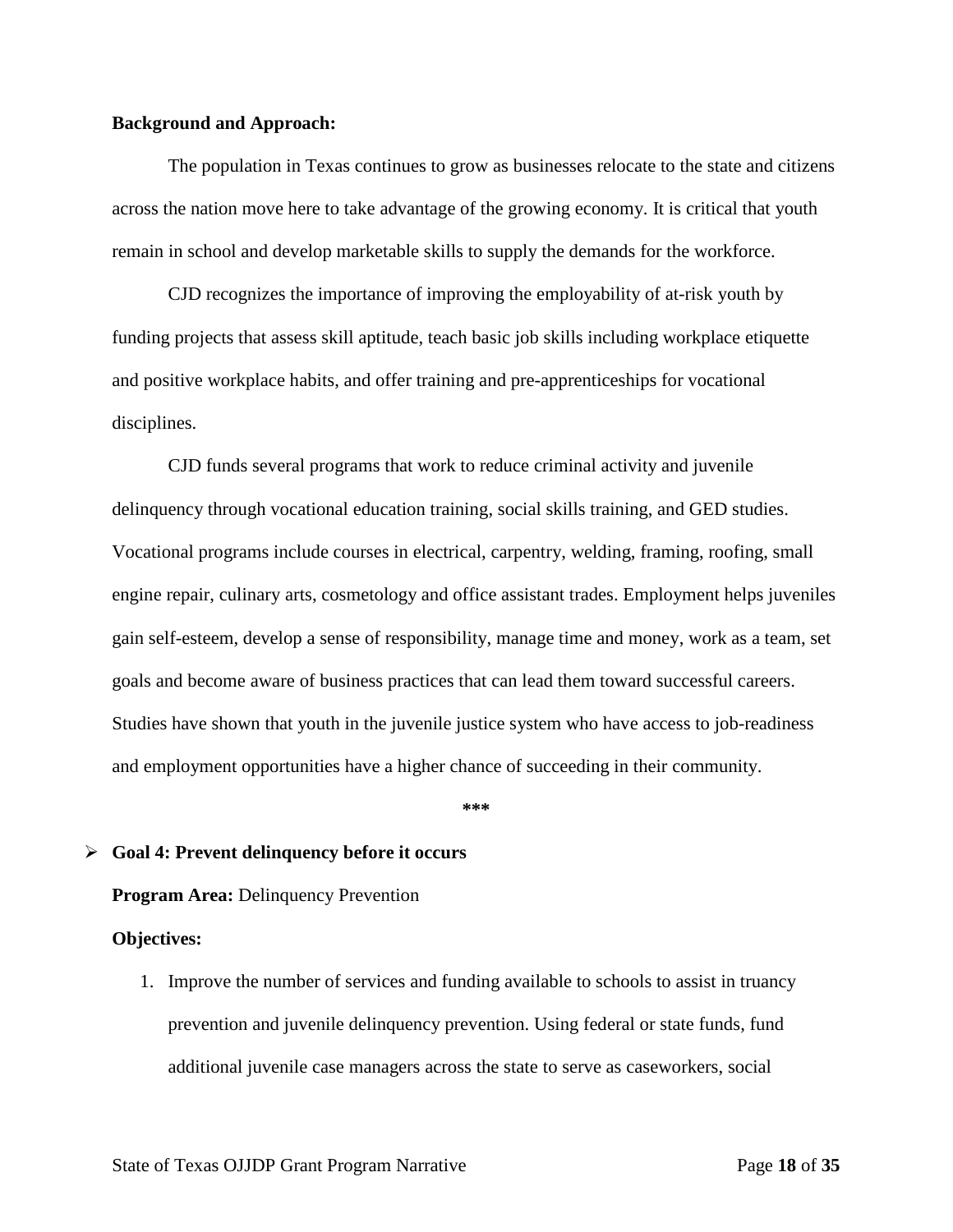**Background and Approach:**

The population in Texas continues to grow as businesses relocate to the state and citizens across the nation move here to take advantage of the growing economy. It is critical that youth remain in school and develop marketable skills to supply the demands for the workforce.

CJD recognizes the importance of improving the employability of at-risk youth by funding projects that assess skill aptitude, teach basic job skills including workplace etiquette and positive workplace habits, and offer training and pre-apprenticeships for vocational disciplines.

CJD funds several programs that work to reduce criminal activity and juvenile delinquency through vocational education training, social skills training, and GED studies. Vocational programs include courses in electrical, carpentry, welding, framing, roofing, small engine repair, culinary arts, cosmetology and office assistant trades. Employment helps juveniles gain self-esteem, develop a sense of responsibility, manage time and money, work as a team, set goals and become aware of business practices that can lead them toward successful careers. Studies have shown that youth in the juvenile justice system who have access to job-readiness and employment opportunities have a higher chance of succeeding in their community.

***

- **Goal 4: Prevent delinquency before it occurs**

  **Program Area:** Delinquency Prevention

  **Objectives:**

  1. Improve the number of services and funding available to schools to assist in truancy prevention and juvenile delinquency prevention. Using federal or state funds, fund additional juvenile case managers across the state to serve as caseworkers, social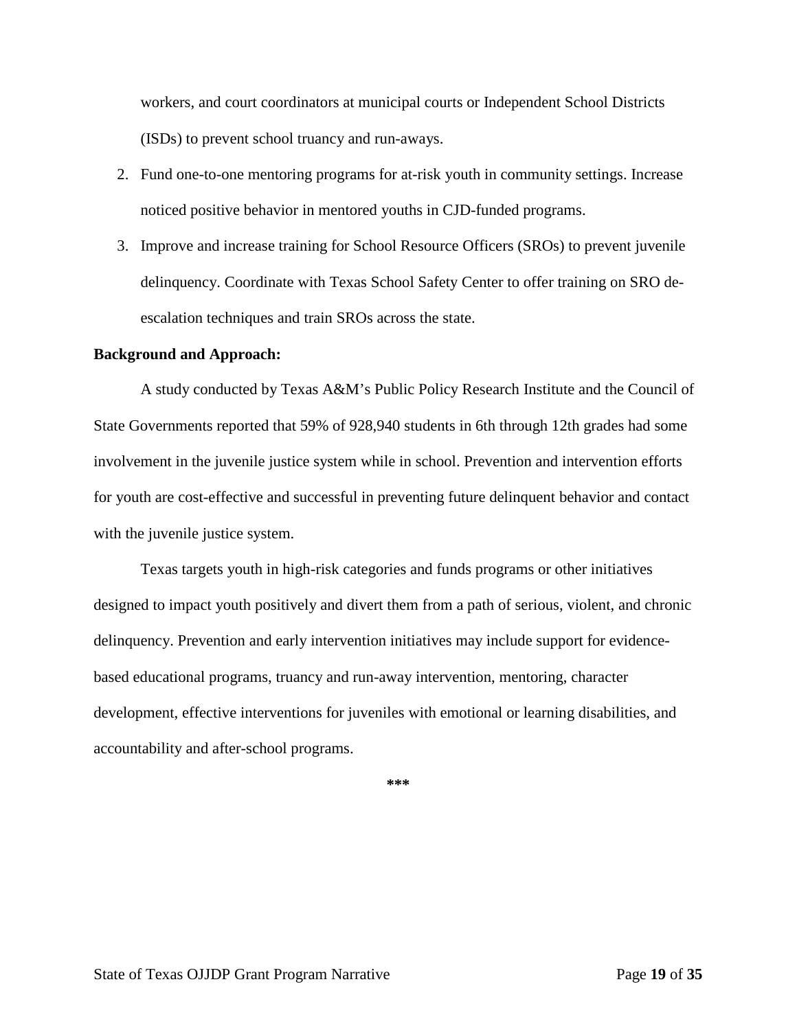workers, and court coordinators at municipal courts or Independent School Districts (ISDs) to prevent school truancy and run-aways.

2. Fund one-to-one mentoring programs for at-risk youth in community settings. Increase noticed positive behavior in mentored youths in CJD-funded programs.
3. Improve and increase training for School Resource Officers (SROs) to prevent juvenile delinquency. Coordinate with Texas School Safety Center to offer training on SRO de-escalation techniques and train SROs across the state.

**Background and Approach:**

A study conducted by Texas A&M's Public Policy Research Institute and the Council of State Governments reported that 59% of 928,940 students in 6th through 12th grades had some involvement in the juvenile justice system while in school. Prevention and intervention efforts for youth are cost-effective and successful in preventing future delinquent behavior and contact with the juvenile justice system.

Texas targets youth in high-risk categories and funds programs or other initiatives designed to impact youth positively and divert them from a path of serious, violent, and chronic delinquency. Prevention and early intervention initiatives may include support for evidence-based educational programs, truancy and run-away intervention, mentoring, character development, effective interventions for juveniles with emotional or learning disabilities, and accountability and after-school programs.

***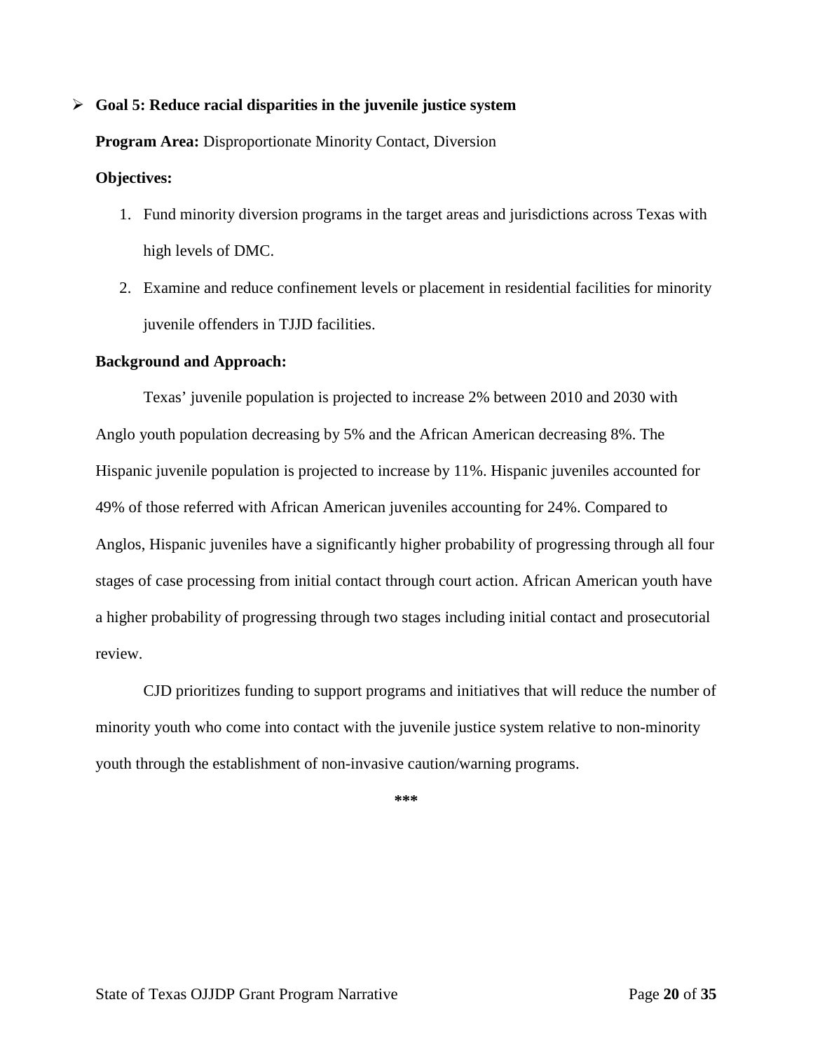- **Goal 5: Reduce racial disparities in the juvenile justice system**

  **Program Area:** Disproportionate Minority Contact, Diversion

  **Objectives:**

  1. Fund minority diversion programs in the target areas and jurisdictions across Texas with high levels of DMC.
  2. Examine and reduce confinement levels or placement in residential facilities for minority juvenile offenders in TJJD facilities.

  **Background and Approach:**

Texas' juvenile population is projected to increase 2% between 2010 and 2030 with Anglo youth population decreasing by 5% and the African American decreasing 8%. The Hispanic juvenile population is projected to increase by 11%. Hispanic juveniles accounted for 49% of those referred with African American juveniles accounting for 24%. Compared to Anglos, Hispanic juveniles have a significantly higher probability of progressing through all four stages of case processing from initial contact through court action. African American youth have a higher probability of progressing through two stages including initial contact and prosecutorial review.

CJD prioritizes funding to support programs and initiatives that will reduce the number of minority youth who come into contact with the juvenile justice system relative to non-minority youth through the establishment of non-invasive caution/warning programs.

***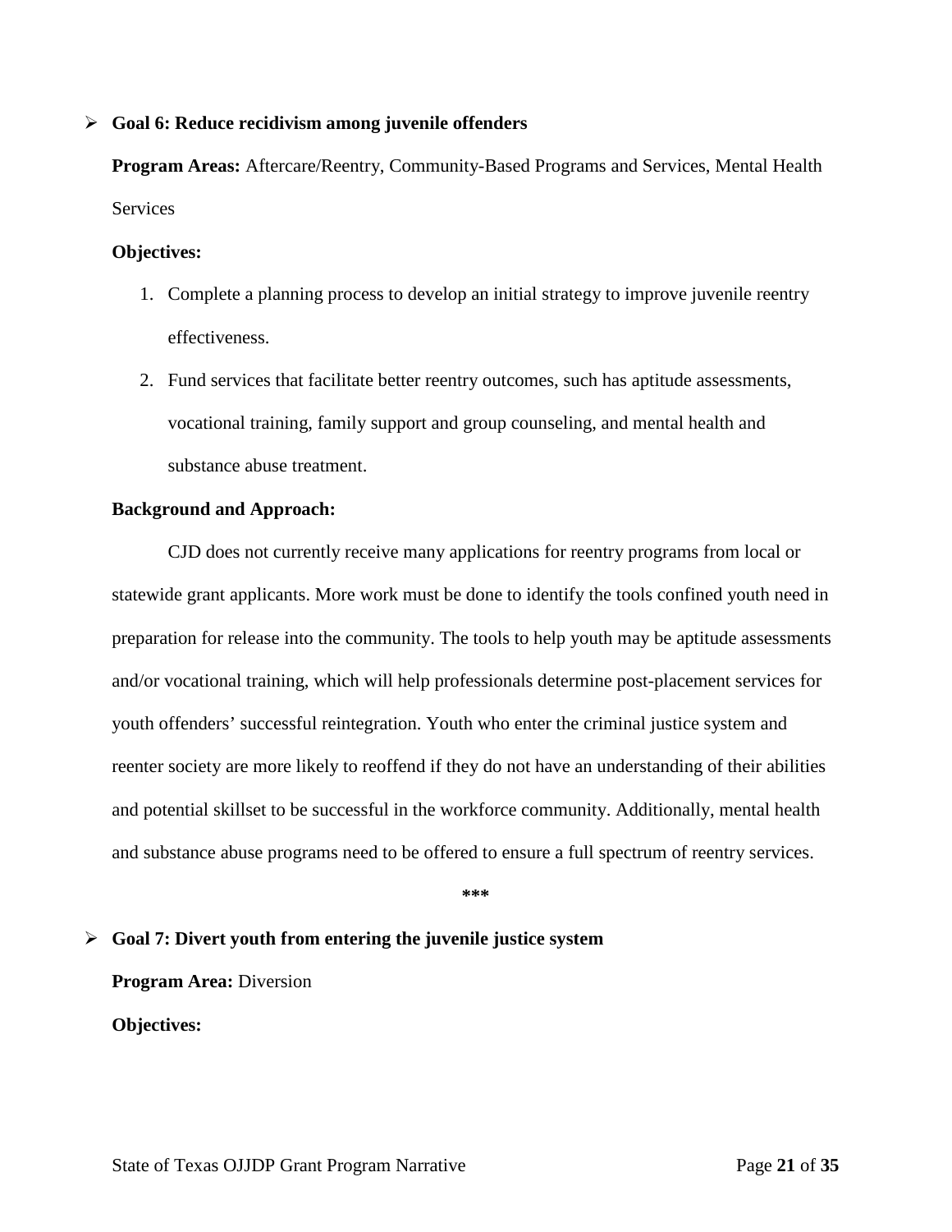- **Goal 6: Reduce recidivism among juvenile offenders**

  **Program Areas:** Aftercare/Reentry, Community-Based Programs and Services, Mental Health Services

  **Objectives:**

  1. Complete a planning process to develop an initial strategy to improve juvenile reentry effectiveness.
  2. Fund services that facilitate better reentry outcomes, such has aptitude assessments, vocational training, family support and group counseling, and mental health and substance abuse treatment.

  **Background and Approach:**

  CJD does not currently receive many applications for reentry programs from local or statewide grant applicants. More work must be done to identify the tools confined youth need in preparation for release into the community. The tools to help youth may be aptitude assessments and/or vocational training, which will help professionals determine post-placement services for youth offenders' successful reintegration. Youth who enter the criminal justice system and reenter society are more likely to reoffend if they do not have an understanding of their abilities and potential skillset to be successful in the workforce community. Additionally, mental health and substance abuse programs need to be offered to ensure a full spectrum of reentry services.

**\*\*\***

- **Goal 7: Divert youth from entering the juvenile justice system**

  **Program Area:** Diversion

  **Objectives:**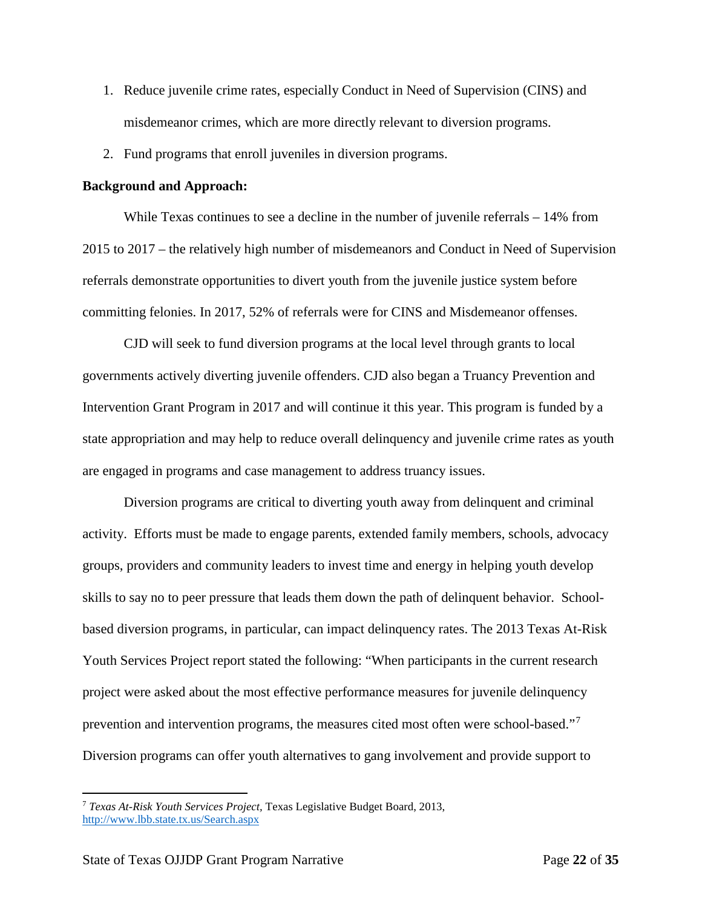1. Reduce juvenile crime rates, especially Conduct in Need of Supervision (CINS) and misdemeanor crimes, which are more directly relevant to diversion programs.
2. Fund programs that enroll juveniles in diversion programs.

**Background and Approach:**

While Texas continues to see a decline in the number of juvenile referrals – 14% from 2015 to 2017 – the relatively high number of misdemeanors and Conduct in Need of Supervision referrals demonstrate opportunities to divert youth from the juvenile justice system before committing felonies. In 2017, 52% of referrals were for CINS and Misdemeanor offenses.

CJD will seek to fund diversion programs at the local level through grants to local governments actively diverting juvenile offenders. CJD also began a Truancy Prevention and Intervention Grant Program in 2017 and will continue it this year. This program is funded by a state appropriation and may help to reduce overall delinquency and juvenile crime rates as youth are engaged in programs and case management to address truancy issues.

Diversion programs are critical to diverting youth away from delinquent and criminal activity. Efforts must be made to engage parents, extended family members, schools, advocacy groups, providers and community leaders to invest time and energy in helping youth develop skills to say no to peer pressure that leads them down the path of delinquent behavior. School-based diversion programs, in particular, can impact delinquency rates. The 2013 Texas At-Risk Youth Services Project report stated the following: "When participants in the current research project were asked about the most effective performance measures for juvenile delinquency prevention and intervention programs, the measures cited most often were school-based."[7] Diversion programs can offer youth alternatives to gang involvement and provide support to

[7] *Texas At-Risk Youth Services Project*, Texas Legislative Budget Board, 2013, http://www.lbb.state.tx.us/Search.aspx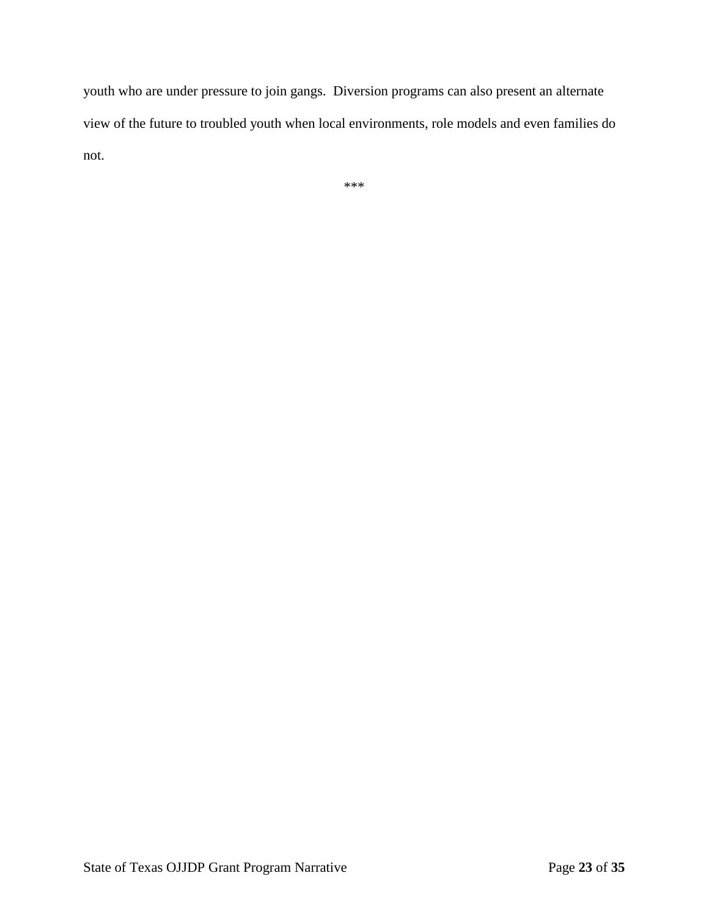youth who are under pressure to join gangs.  Diversion programs can also present an alternate view of the future to troubled youth when local environments, role models and even families do not.

***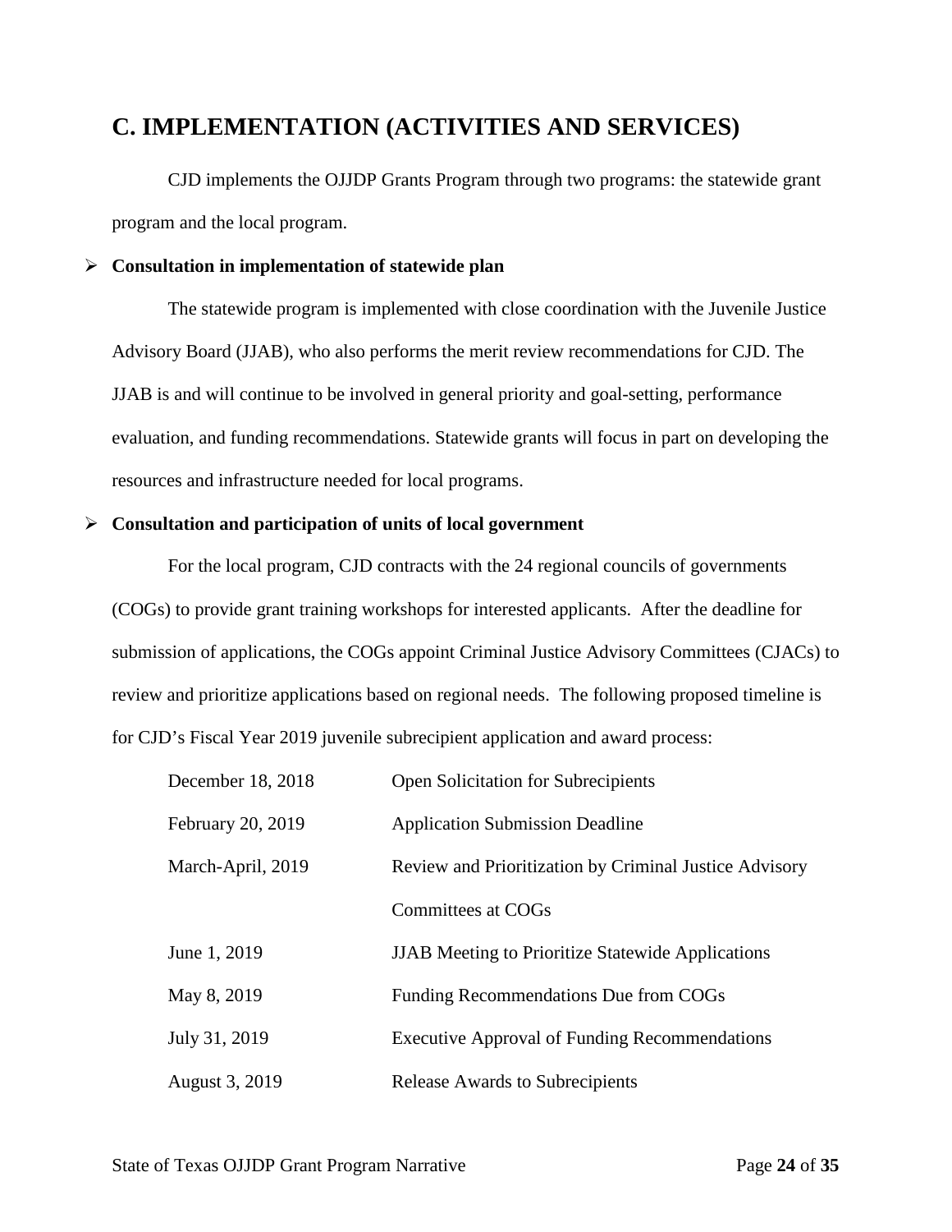## C. IMPLEMENTATION (ACTIVITIES AND SERVICES)

CJD implements the OJJDP Grants Program through two programs: the statewide grant program and the local program.

- **Consultation in implementation of statewide plan**

The statewide program is implemented with close coordination with the Juvenile Justice Advisory Board (JJAB), who also performs the merit review recommendations for CJD. The JJAB is and will continue to be involved in general priority and goal-setting, performance evaluation, and funding recommendations. Statewide grants will focus in part on developing the resources and infrastructure needed for local programs.

- **Consultation and participation of units of local government**

For the local program, CJD contracts with the 24 regional councils of governments (COGs) to provide grant training workshops for interested applicants. After the deadline for submission of applications, the COGs appoint Criminal Justice Advisory Committees (CJACs) to review and prioritize applications based on regional needs. The following proposed timeline is for CJD's Fiscal Year 2019 juvenile subrecipient application and award process:

| | |
|---|---|
| December 18, 2018 | Open Solicitation for Subrecipients |
| February 20, 2019 | Application Submission Deadline |
| March-April, 2019 | Review and Prioritization by Criminal Justice Advisory Committees at COGs |
| June 1, 2019 | JJAB Meeting to Prioritize Statewide Applications |
| May 8, 2019 | Funding Recommendations Due from COGs |
| July 31, 2019 | Executive Approval of Funding Recommendations |
| August 3, 2019 | Release Awards to Subrecipients |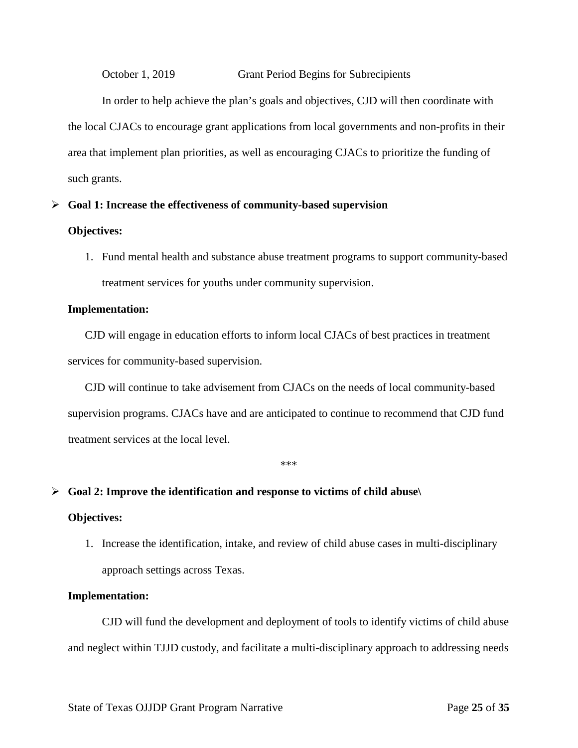October 1, 2019 Grant Period Begins for Subrecipients

In order to help achieve the plan's goals and objectives, CJD will then coordinate with the local CJACs to encourage grant applications from local governments and non-profits in their area that implement plan priorities, as well as encouraging CJACs to prioritize the funding of such grants.

- **Goal 1: Increase the effectiveness of community-based supervision**

**Objectives:**

1. Fund mental health and substance abuse treatment programs to support community-based treatment services for youths under community supervision.

**Implementation:**

CJD will engage in education efforts to inform local CJACs of best practices in treatment services for community-based supervision.

CJD will continue to take advisement from CJACs on the needs of local community-based supervision programs. CJACs have and are anticipated to continue to recommend that CJD fund treatment services at the local level.

***

- **Goal 2: Improve the identification and response to victims of child abuse\**

**Objectives:**

1. Increase the identification, intake, and review of child abuse cases in multi-disciplinary approach settings across Texas.

**Implementation:**

CJD will fund the development and deployment of tools to identify victims of child abuse and neglect within TJJD custody, and facilitate a multi-disciplinary approach to addressing needs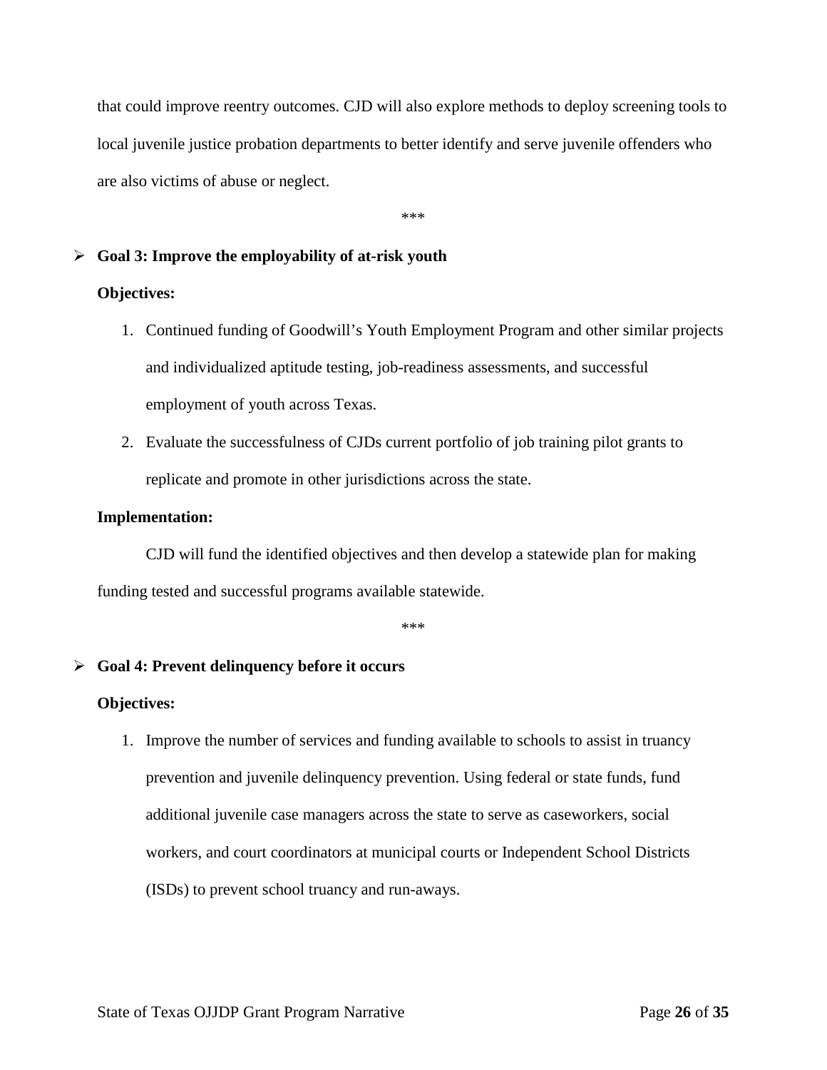that could improve reentry outcomes. CJD will also explore methods to deploy screening tools to local juvenile justice probation departments to better identify and serve juvenile offenders who are also victims of abuse or neglect.

\*\*\*

- **Goal 3: Improve the employability of at-risk youth**

  **Objectives:**

  1. Continued funding of Goodwill's Youth Employment Program and other similar projects and individualized aptitude testing, job-readiness assessments, and successful employment of youth across Texas.
  2. Evaluate the successfulness of CJDs current portfolio of job training pilot grants to replicate and promote in other jurisdictions across the state.

  **Implementation:**

  CJD will fund the identified objectives and then develop a statewide plan for making funding tested and successful programs available statewide.

\*\*\*

- **Goal 4: Prevent delinquency before it occurs**

  **Objectives:**

  1. Improve the number of services and funding available to schools to assist in truancy prevention and juvenile delinquency prevention. Using federal or state funds, fund additional juvenile case managers across the state to serve as caseworkers, social workers, and court coordinators at municipal courts or Independent School Districts (ISDs) to prevent school truancy and run-aways.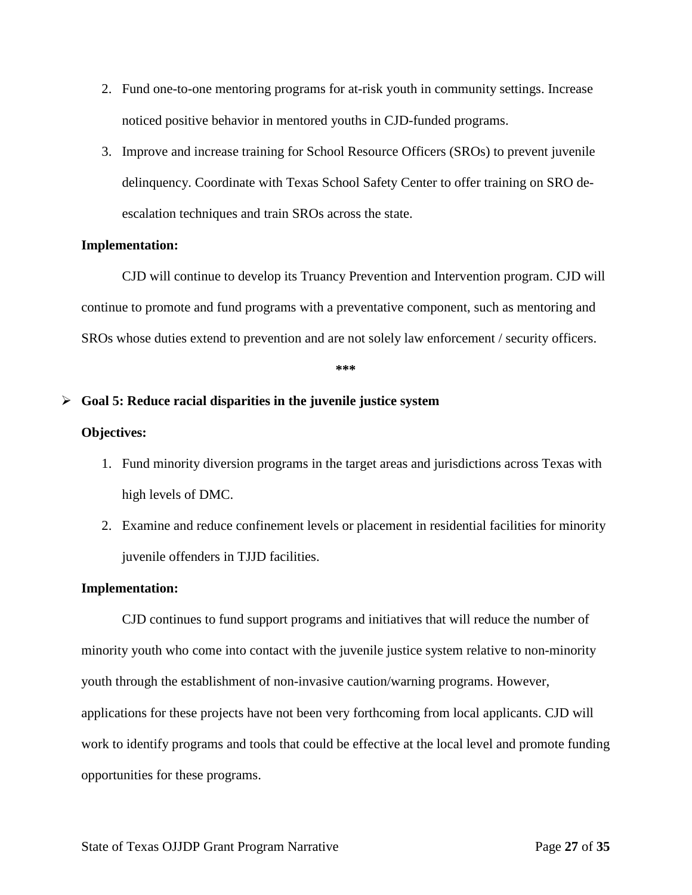2. Fund one-to-one mentoring programs for at-risk youth in community settings. Increase noticed positive behavior in mentored youths in CJD-funded programs.
3. Improve and increase training for School Resource Officers (SROs) to prevent juvenile delinquency. Coordinate with Texas School Safety Center to offer training on SRO de-escalation techniques and train SROs across the state.

**Implementation:**

CJD will continue to develop its Truancy Prevention and Intervention program. CJD will continue to promote and fund programs with a preventative component, such as mentoring and SROs whose duties extend to prevention and are not solely law enforcement / security officers.

**\*\*\***

- **Goal 5: Reduce racial disparities in the juvenile justice system**

**Objectives:**

1. Fund minority diversion programs in the target areas and jurisdictions across Texas with high levels of DMC.
2. Examine and reduce confinement levels or placement in residential facilities for minority juvenile offenders in TJJD facilities.

**Implementation:**

CJD continues to fund support programs and initiatives that will reduce the number of minority youth who come into contact with the juvenile justice system relative to non-minority youth through the establishment of non-invasive caution/warning programs. However, applications for these projects have not been very forthcoming from local applicants. CJD will work to identify programs and tools that could be effective at the local level and promote funding opportunities for these programs.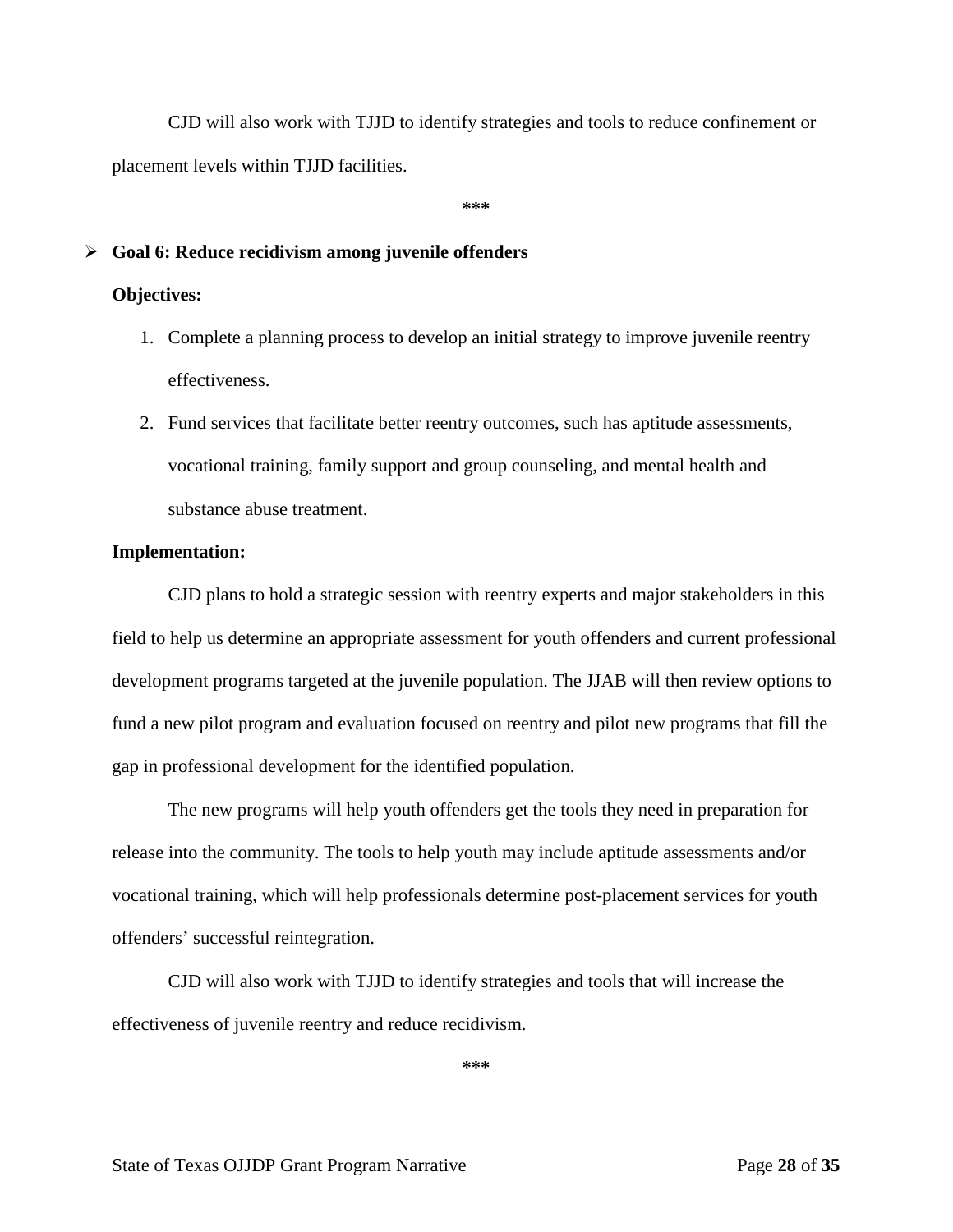CJD will also work with TJJD to identify strategies and tools to reduce confinement or placement levels within TJJD facilities.

***

- **Goal 6: Reduce recidivism among juvenile offenders**

**Objectives:**

1. Complete a planning process to develop an initial strategy to improve juvenile reentry effectiveness.
2. Fund services that facilitate better reentry outcomes, such has aptitude assessments, vocational training, family support and group counseling, and mental health and substance abuse treatment.

**Implementation:**

CJD plans to hold a strategic session with reentry experts and major stakeholders in this field to help us determine an appropriate assessment for youth offenders and current professional development programs targeted at the juvenile population. The JJAB will then review options to fund a new pilot program and evaluation focused on reentry and pilot new programs that fill the gap in professional development for the identified population.

The new programs will help youth offenders get the tools they need in preparation for release into the community. The tools to help youth may include aptitude assessments and/or vocational training, which will help professionals determine post-placement services for youth offenders' successful reintegration.

CJD will also work with TJJD to identify strategies and tools that will increase the effectiveness of juvenile reentry and reduce recidivism.

***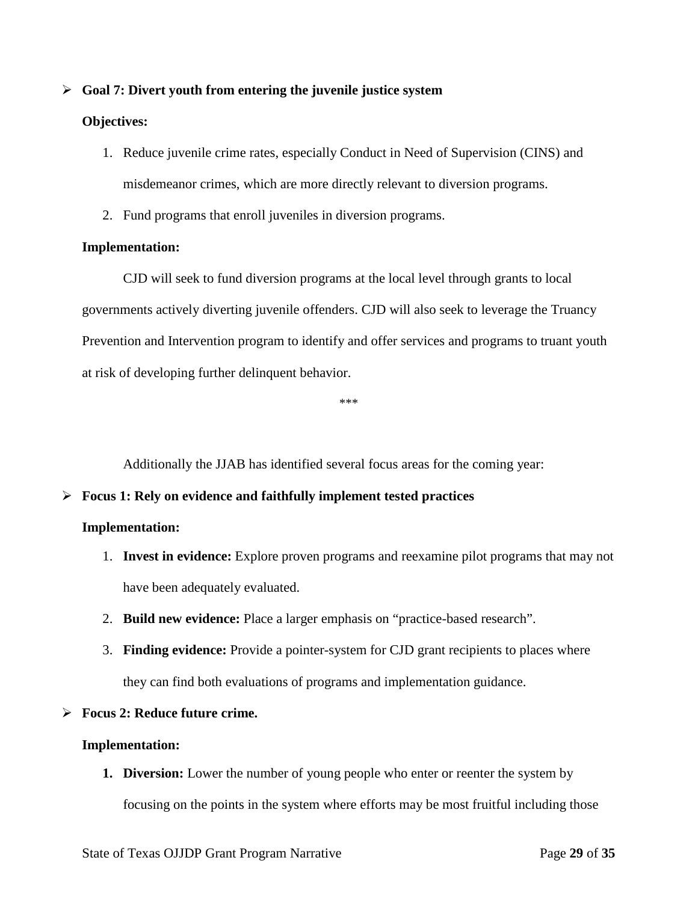- **Goal 7: Divert youth from entering the juvenile justice system**

  **Objectives:**

  1. Reduce juvenile crime rates, especially Conduct in Need of Supervision (CINS) and misdemeanor crimes, which are more directly relevant to diversion programs.
  2. Fund programs that enroll juveniles in diversion programs.

  **Implementation:**

  CJD will seek to fund diversion programs at the local level through grants to local governments actively diverting juvenile offenders. CJD will also seek to leverage the Truancy Prevention and Intervention program to identify and offer services and programs to truant youth at risk of developing further delinquent behavior.

\*\*\*

Additionally the JJAB has identified several focus areas for the coming year:

- **Focus 1: Rely on evidence and faithfully implement tested practices**

  **Implementation:**

  1. **Invest in evidence:** Explore proven programs and reexamine pilot programs that may not have been adequately evaluated.
  2. **Build new evidence:** Place a larger emphasis on "practice-based research".
  3. **Finding evidence:** Provide a pointer-system for CJD grant recipients to places where they can find both evaluations of programs and implementation guidance.

- **Focus 2: Reduce future crime.**

  **Implementation:**

  1. **Diversion:** Lower the number of young people who enter or reenter the system by focusing on the points in the system where efforts may be most fruitful including those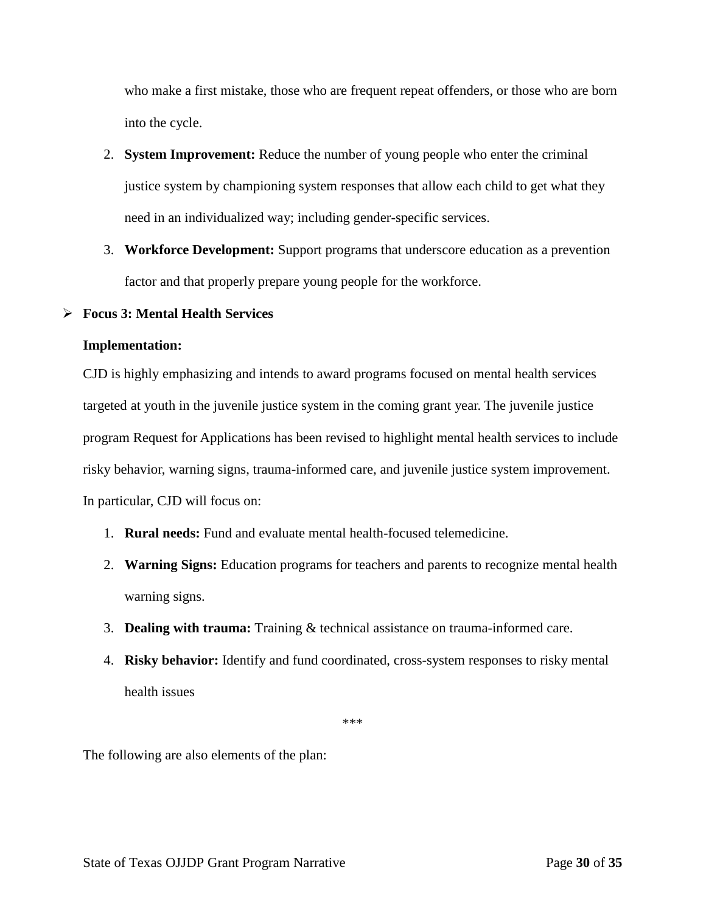who make a first mistake, those who are frequent repeat offenders, or those who are born into the cycle.

2. **System Improvement:** Reduce the number of young people who enter the criminal justice system by championing system responses that allow each child to get what they need in an individualized way; including gender-specific services.
3. **Workforce Development:** Support programs that underscore education as a prevention factor and that properly prepare young people for the workforce.

- **Focus 3: Mental Health Services**

**Implementation:**

CJD is highly emphasizing and intends to award programs focused on mental health services targeted at youth in the juvenile justice system in the coming grant year. The juvenile justice program Request for Applications has been revised to highlight mental health services to include risky behavior, warning signs, trauma-informed care, and juvenile justice system improvement. In particular, CJD will focus on:

1. **Rural needs:** Fund and evaluate mental health-focused telemedicine.
2. **Warning Signs:** Education programs for teachers and parents to recognize mental health warning signs.
3. **Dealing with trauma:** Training & technical assistance on trauma-informed care.
4. **Risky behavior:** Identify and fund coordinated, cross-system responses to risky mental health issues

***

The following are also elements of the plan: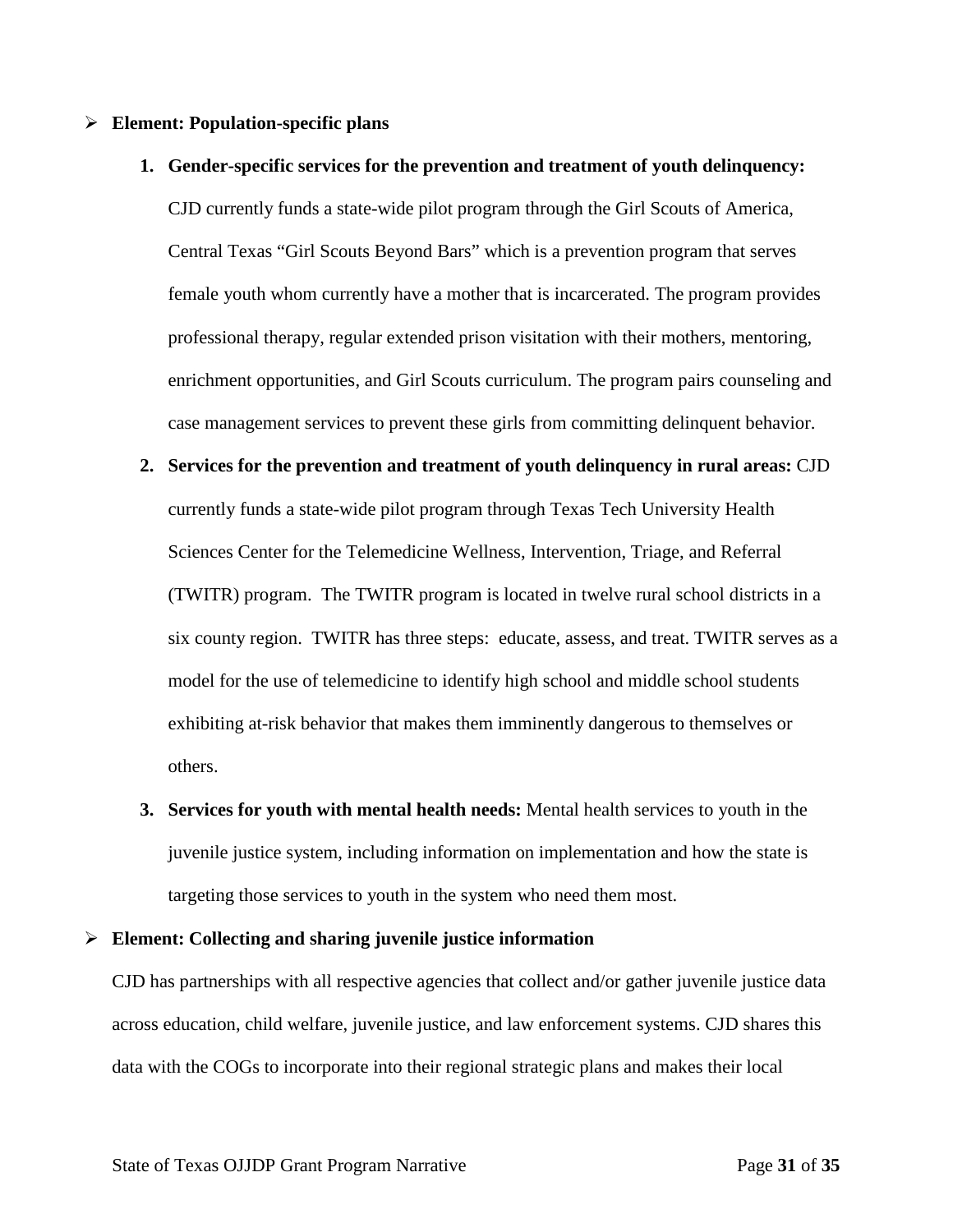- **Element: Population-specific plans**

  1. **Gender-specific services for the prevention and treatment of youth delinquency:** CJD currently funds a state-wide pilot program through the Girl Scouts of America, Central Texas "Girl Scouts Beyond Bars" which is a prevention program that serves female youth whom currently have a mother that is incarcerated. The program provides professional therapy, regular extended prison visitation with their mothers, mentoring, enrichment opportunities, and Girl Scouts curriculum. The program pairs counseling and case management services to prevent these girls from committing delinquent behavior.
  2. **Services for the prevention and treatment of youth delinquency in rural areas:** CJD currently funds a state-wide pilot program through Texas Tech University Health Sciences Center for the Telemedicine Wellness, Intervention, Triage, and Referral (TWITR) program. The TWITR program is located in twelve rural school districts in a six county region. TWITR has three steps: educate, assess, and treat. TWITR serves as a model for the use of telemedicine to identify high school and middle school students exhibiting at-risk behavior that makes them imminently dangerous to themselves or others.
  3. **Services for youth with mental health needs:** Mental health services to youth in the juvenile justice system, including information on implementation and how the state is targeting those services to youth in the system who need them most.

- **Element: Collecting and sharing juvenile justice information**

  CJD has partnerships with all respective agencies that collect and/or gather juvenile justice data across education, child welfare, juvenile justice, and law enforcement systems. CJD shares this data with the COGs to incorporate into their regional strategic plans and makes their local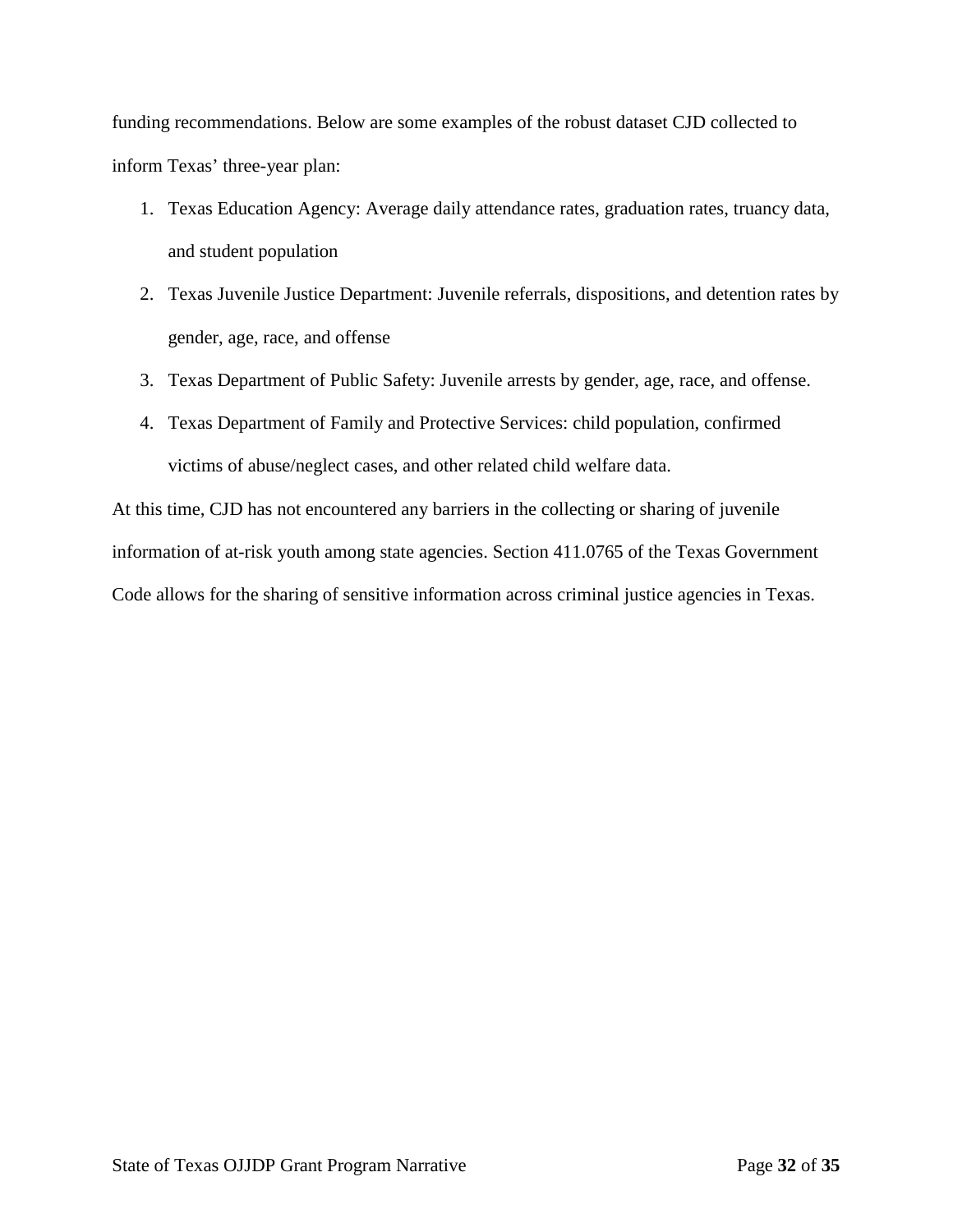funding recommendations. Below are some examples of the robust dataset CJD collected to inform Texas' three-year plan:

1. Texas Education Agency: Average daily attendance rates, graduation rates, truancy data, and student population
2. Texas Juvenile Justice Department: Juvenile referrals, dispositions, and detention rates by gender, age, race, and offense
3. Texas Department of Public Safety: Juvenile arrests by gender, age, race, and offense.
4. Texas Department of Family and Protective Services: child population, confirmed victims of abuse/neglect cases, and other related child welfare data.

At this time, CJD has not encountered any barriers in the collecting or sharing of juvenile information of at-risk youth among state agencies. Section 411.0765 of the Texas Government Code allows for the sharing of sensitive information across criminal justice agencies in Texas.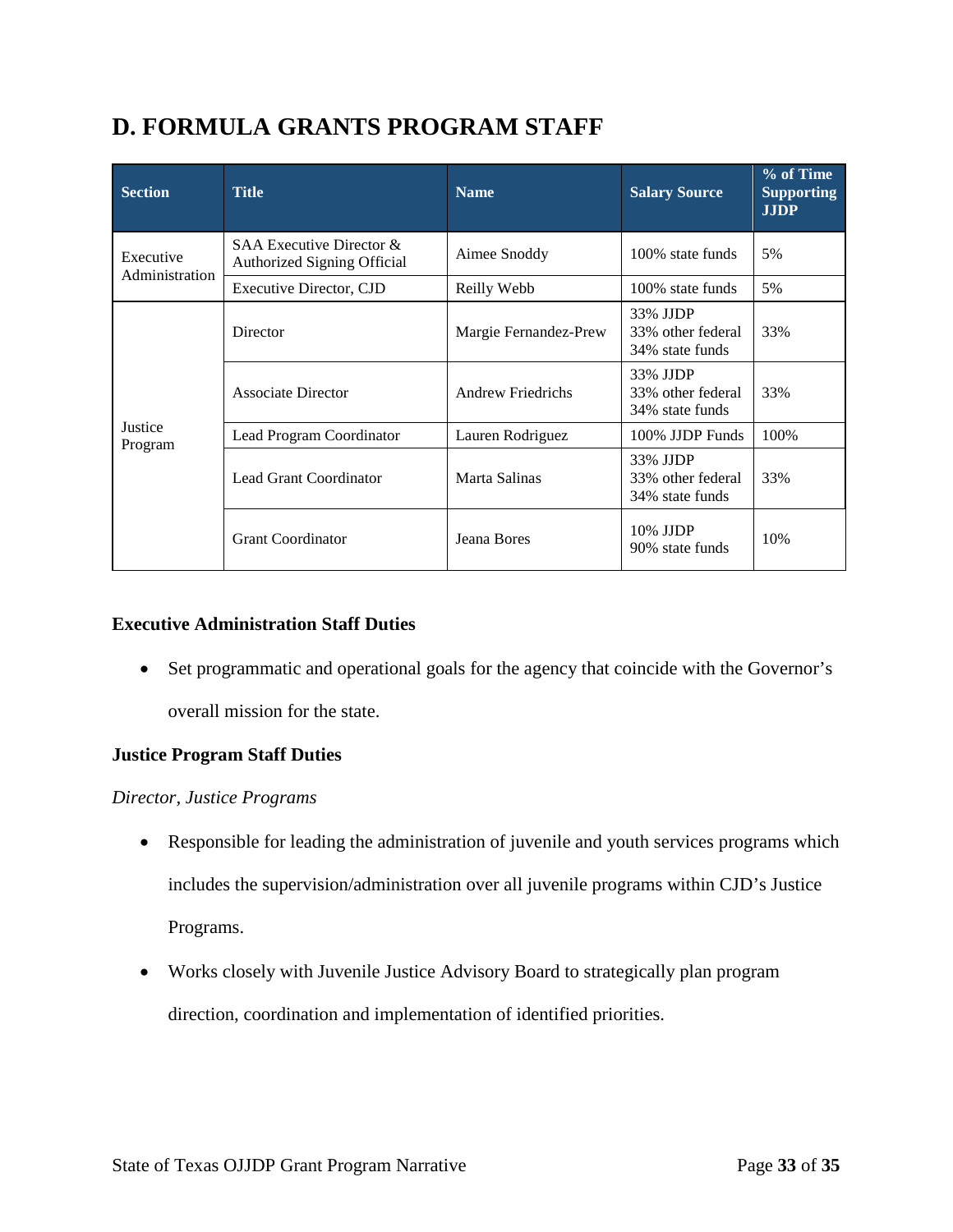# D. FORMULA GRANTS PROGRAM STAFF

| Section | Title | Name | Salary Source | % of Time Supporting JJDP |
|---|---|---|---|---|
| Executive Administration | SAA Executive Director & Authorized Signing Official | Aimee Snoddy | 100% state funds | 5% |
| | Executive Director, CJD | Reilly Webb | 100% state funds | 5% |
| Justice Program | Director | Margie Fernandez-Prew | 33% JJDP<br>33% other federal<br>34% state funds | 33% |
| | Associate Director | Andrew Friedrichs | 33% JJDP<br>33% other federal<br>34% state funds | 33% |
| | Lead Program Coordinator | Lauren Rodriguez | 100% JJDP Funds | 100% |
| | Lead Grant Coordinator | Marta Salinas | 33% JJDP<br>33% other federal<br>34% state funds | 33% |
| | Grant Coordinator | Jeana Bores | 10% JJDP<br>90% state funds | 10% |

**Executive Administration Staff Duties**

- Set programmatic and operational goals for the agency that coincide with the Governor's overall mission for the state.

**Justice Program Staff Duties**

*Director, Justice Programs*

- Responsible for leading the administration of juvenile and youth services programs which includes the supervision/administration over all juvenile programs within CJD's Justice Programs.
- Works closely with Juvenile Justice Advisory Board to strategically plan program direction, coordination and implementation of identified priorities.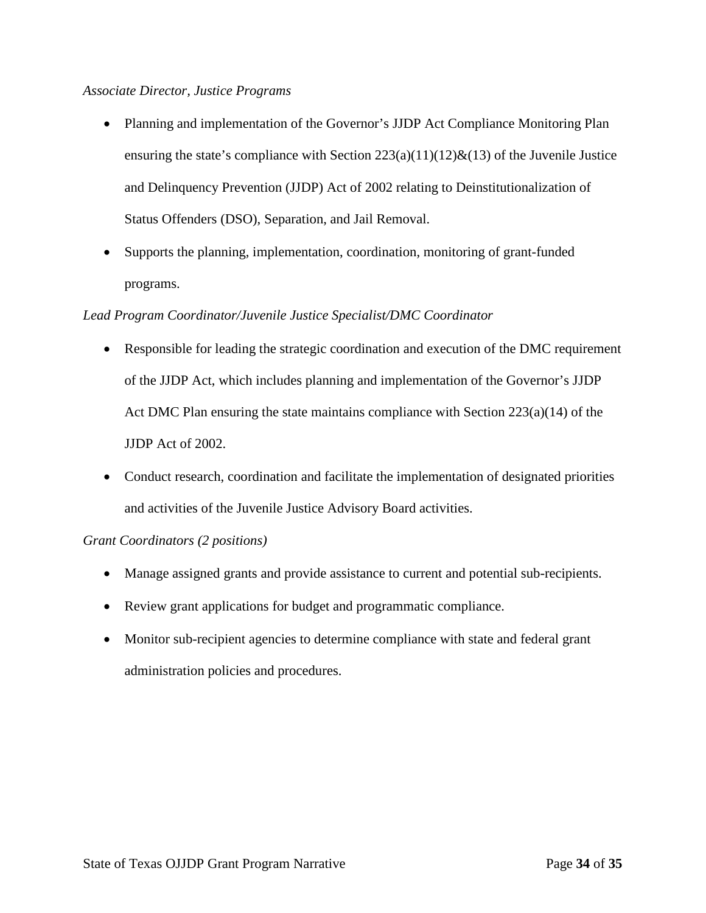*Associate Director, Justice Programs*

- Planning and implementation of the Governor's JJDP Act Compliance Monitoring Plan ensuring the state's compliance with Section 223(a)(11)(12)&(13) of the Juvenile Justice and Delinquency Prevention (JJDP) Act of 2002 relating to Deinstitutionalization of Status Offenders (DSO), Separation, and Jail Removal.
- Supports the planning, implementation, coordination, monitoring of grant-funded programs.

*Lead Program Coordinator/Juvenile Justice Specialist/DMC Coordinator*

- Responsible for leading the strategic coordination and execution of the DMC requirement of the JJDP Act, which includes planning and implementation of the Governor's JJDP Act DMC Plan ensuring the state maintains compliance with Section 223(a)(14) of the JJDP Act of 2002.
- Conduct research, coordination and facilitate the implementation of designated priorities and activities of the Juvenile Justice Advisory Board activities.

*Grant Coordinators (2 positions)*

- Manage assigned grants and provide assistance to current and potential sub-recipients.
- Review grant applications for budget and programmatic compliance.
- Monitor sub-recipient agencies to determine compliance with state and federal grant administration policies and procedures.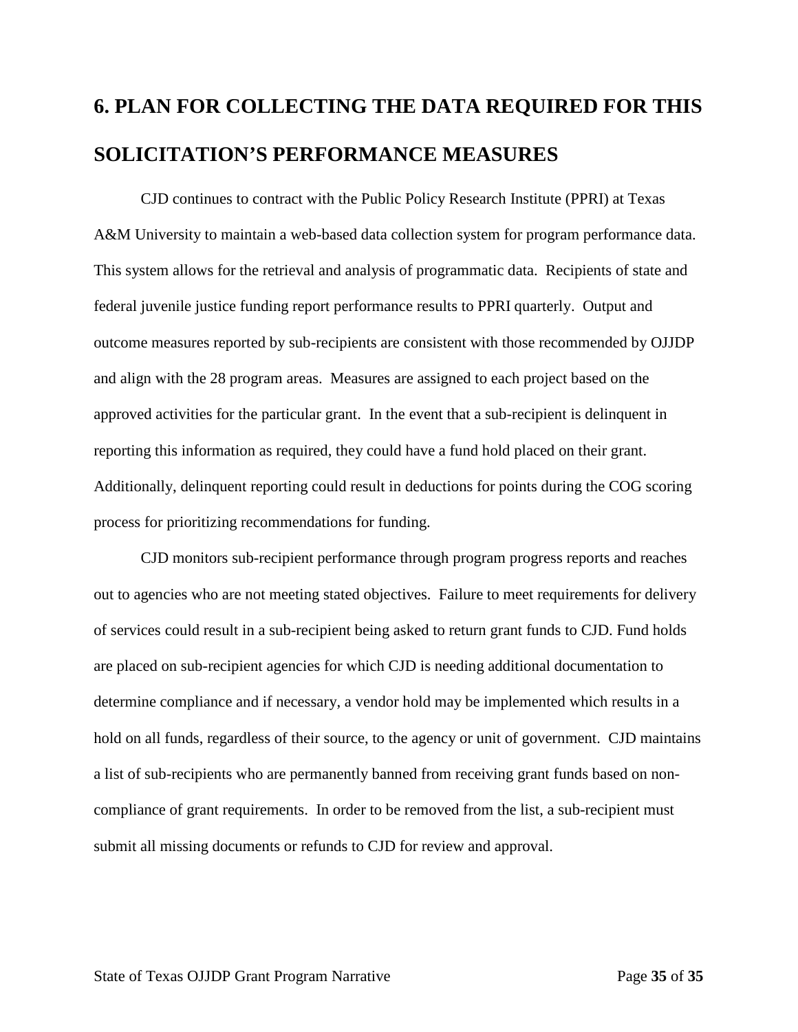# 6. PLAN FOR COLLECTING THE DATA REQUIRED FOR THIS SOLICITATION'S PERFORMANCE MEASURES

CJD continues to contract with the Public Policy Research Institute (PPRI) at Texas A&M University to maintain a web-based data collection system for program performance data. This system allows for the retrieval and analysis of programmatic data. Recipients of state and federal juvenile justice funding report performance results to PPRI quarterly. Output and outcome measures reported by sub-recipients are consistent with those recommended by OJJDP and align with the 28 program areas. Measures are assigned to each project based on the approved activities for the particular grant. In the event that a sub-recipient is delinquent in reporting this information as required, they could have a fund hold placed on their grant. Additionally, delinquent reporting could result in deductions for points during the COG scoring process for prioritizing recommendations for funding.

CJD monitors sub-recipient performance through program progress reports and reaches out to agencies who are not meeting stated objectives. Failure to meet requirements for delivery of services could result in a sub-recipient being asked to return grant funds to CJD. Fund holds are placed on sub-recipient agencies for which CJD is needing additional documentation to determine compliance and if necessary, a vendor hold may be implemented which results in a hold on all funds, regardless of their source, to the agency or unit of government. CJD maintains a list of sub-recipients who are permanently banned from receiving grant funds based on non-compliance of grant requirements. In order to be removed from the list, a sub-recipient must submit all missing documents or refunds to CJD for review and approval.